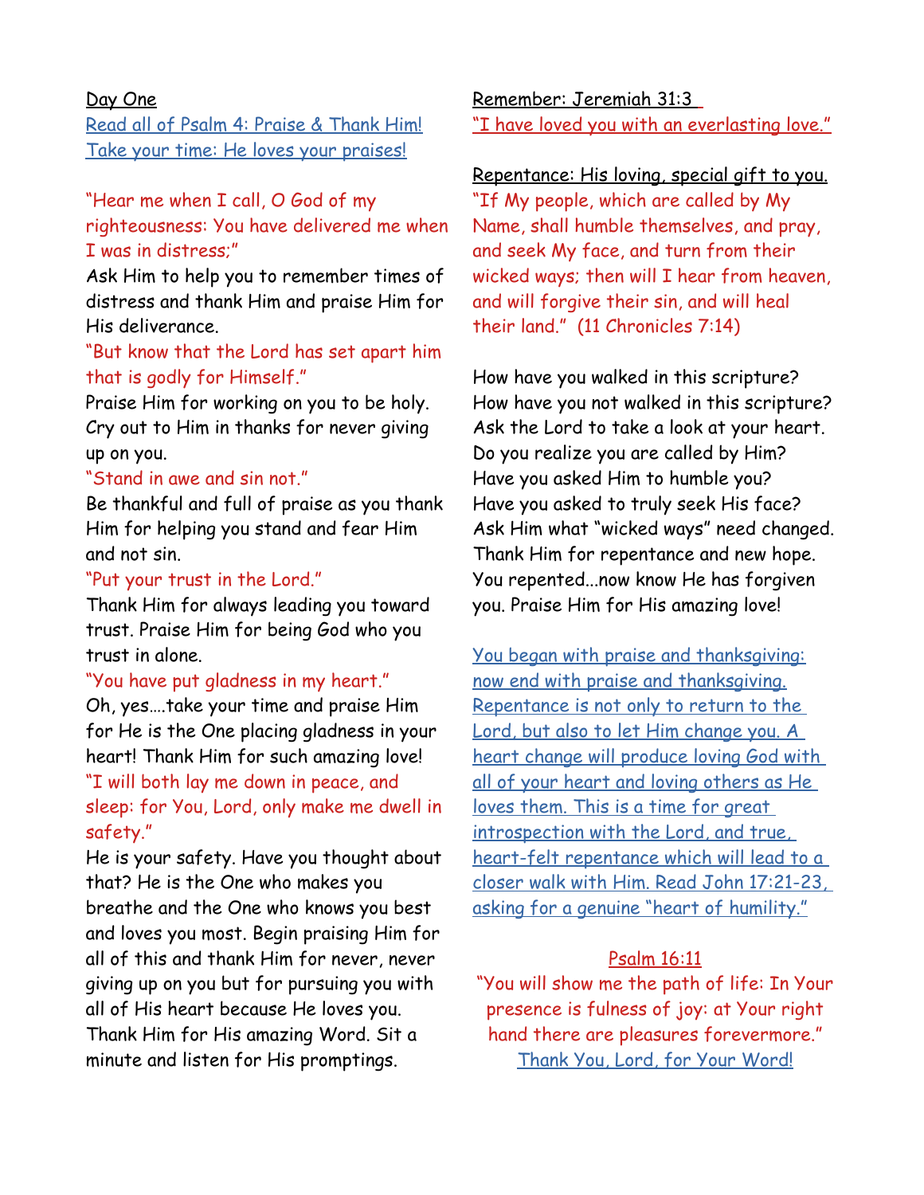## Day One

Read all of Psalm 4: Praise & Thank Him! Take your time: He loves your praises!

"Hear me when I call, O God of my righteousness: You have delivered me when I was in distress;"

Ask Him to help you to remember times of distress and thank Him and praise Him for His deliverance.

"But know that the Lord has set apart him that is godly for Himself."

Praise Him for working on you to be holy. Cry out to Him in thanks for never giving up on you.

"Stand in awe and sin not."

Be thankful and full of praise as you thank Him for helping you stand and fear Him and not sin.

"Put your trust in the Lord."

Thank Him for always leading you toward trust. Praise Him for being God who you trust in alone.

"You have put gladness in my heart."

Oh, yes….take your time and praise Him for He is the One placing gladness in your heart! Thank Him for such amazing love!

"I will both lay me down in peace, and sleep: for You, Lord, only make me dwell in safety."

He is your safety. Have you thought about that? He is the One who makes you breathe and the One who knows you best and loves you most. Begin praising Him for all of this and thank Him for never, never giving up on you but for pursuing you with all of His heart because He loves you. Thank Him for His amazing Word. Sit a minute and listen for His promptings.

Remember: Jeremiah 31:3

"I have loved you with an everlasting love."

Repentance: His loving, special gift to you.

"If My people, which are called by My Name, shall humble themselves, and pray, and seek My face, and turn from their wicked ways; then will I hear from heaven, and will forgive their sin, and will heal their land." (11 Chronicles 7:14)

How have you walked in this scripture?
How have you not walked in this scripture?
Ask the Lord to take a look at your heart.
Do you realize you are called by Him?
Have you asked Him to humble you?
Have you asked to truly seek His face?
Ask Him what "wicked ways" need changed.
Thank Him for repentance and new hope.
You repented...now know He has forgiven you. Praise Him for His amazing love!

You began with praise and thanksgiving: now end with praise and thanksgiving. Repentance is not only to return to the Lord, but also to let Him change you. A heart change will produce loving God with all of your heart and loving others as He loves them. This is a time for great introspection with the Lord, and true, heart-felt repentance which will lead to a closer walk with Him. Read John 17:21-23, asking for a genuine "heart of humility."

Psalm 16:11

"You will show me the path of life: In Your presence is fulness of joy: at Your right hand there are pleasures forevermore."

Thank You, Lord, for Your Word!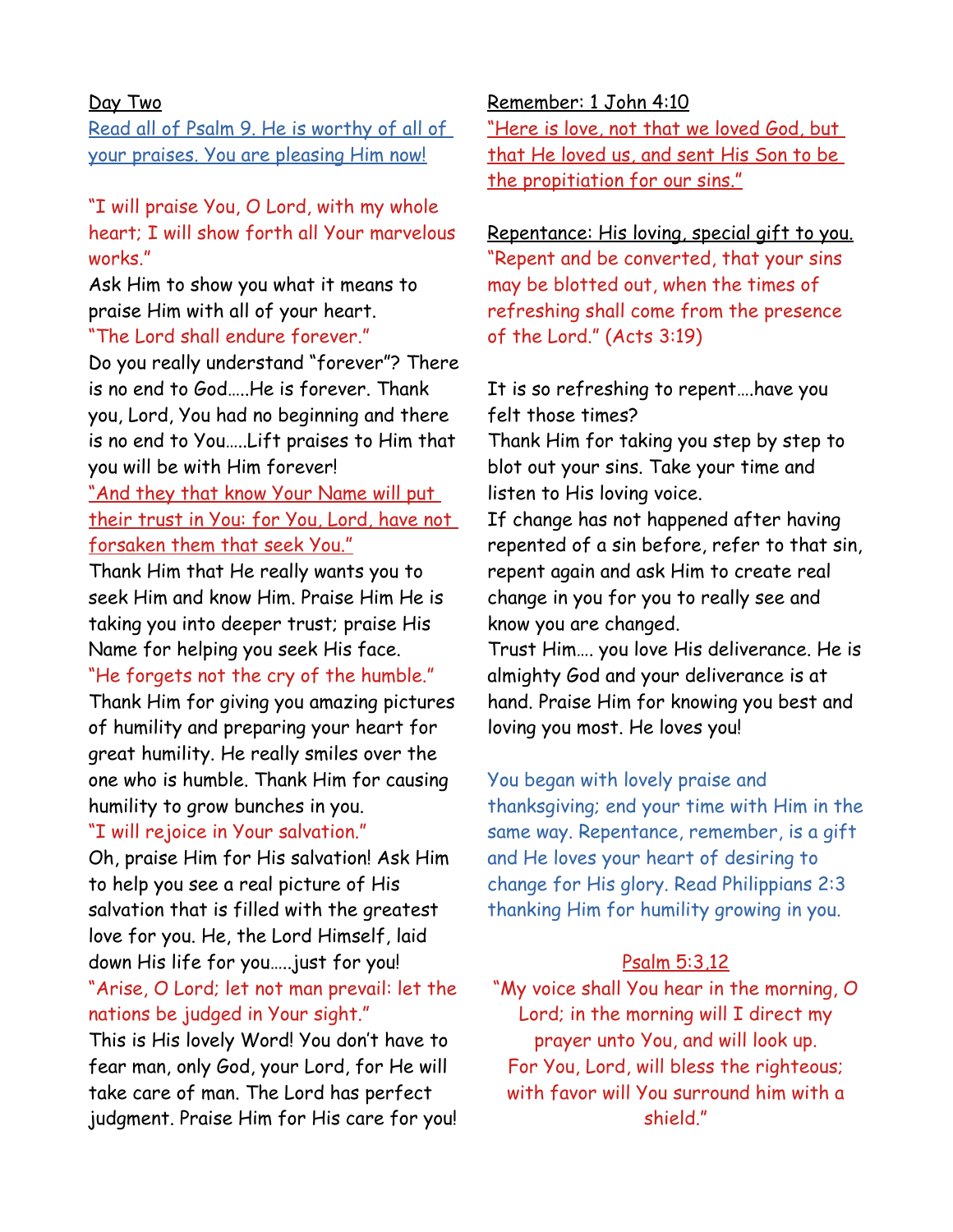Day Two

Read all of Psalm 9. He is worthy of all of your praises. You are pleasing Him now!

"I will praise You, O Lord, with my whole heart; I will show forth all Your marvelous works."

Ask Him to show you what it means to praise Him with all of your heart.

"The Lord shall endure forever."

Do you really understand "forever"? There is no end to God…..He is forever. Thank you, Lord, You had no beginning and there is no end to You…..Lift praises to Him that you will be with Him forever!

"And they that know Your Name will put their trust in You: for You, Lord, have not forsaken them that seek You."

Thank Him that He really wants you to seek Him and know Him. Praise Him He is taking you into deeper trust; praise His Name for helping you seek His face.

"He forgets not the cry of the humble."

Thank Him for giving you amazing pictures of humility and preparing your heart for great humility. He really smiles over the one who is humble. Thank Him for causing humility to grow bunches in you.

"I will rejoice in Your salvation."

Oh, praise Him for His salvation! Ask Him to help you see a real picture of His salvation that is filled with the greatest love for you. He, the Lord Himself, laid down His life for you…..just for you!

"Arise, O Lord; let not man prevail: let the nations be judged in Your sight."

This is His lovely Word! You don't have to fear man, only God, your Lord, for He will take care of man. The Lord has perfect judgment. Praise Him for His care for you!

Remember: 1 John 4:10

"Here is love, not that we loved God, but that He loved us, and sent His Son to be the propitiation for our sins."

Repentance: His loving, special gift to you.

"Repent and be converted, that your sins may be blotted out, when the times of refreshing shall come from the presence of the Lord." (Acts 3:19)

It is so refreshing to repent….have you felt those times?

Thank Him for taking you step by step to blot out your sins. Take your time and listen to His loving voice.

If change has not happened after having repented of a sin before, refer to that sin, repent again and ask Him to create real change in you for you to really see and know you are changed.

Trust Him…. you love His deliverance. He is almighty God and your deliverance is at hand. Praise Him for knowing you best and loving you most. He loves you!

You began with lovely praise and thanksgiving; end your time with Him in the same way. Repentance, remember, is a gift and He loves your heart of desiring to change for His glory. Read Philippians 2:3 thanking Him for humility growing in you.

Psalm 5:3,12

"My voice shall You hear in the morning, O Lord; in the morning will I direct my prayer unto You, and will look up.
For You, Lord, will bless the righteous; with favor will You surround him with a shield."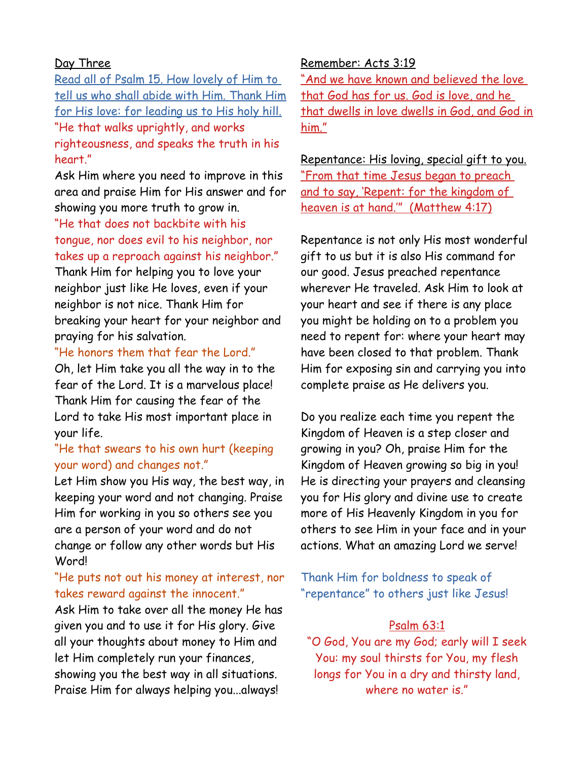Day Three

Read all of Psalm 15. How lovely of Him to tell us who shall abide with Him. Thank Him for His love: for leading us to His holy hill.

"He that walks uprightly, and works righteousness, and speaks the truth in his heart."

Ask Him where you need to improve in this area and praise Him for His answer and for showing you more truth to grow in.

"He that does not backbite with his tongue, nor does evil to his neighbor, nor takes up a reproach against his neighbor."

Thank Him for helping you to love your neighbor just like He loves, even if your neighbor is not nice. Thank Him for breaking your heart for your neighbor and praying for his salvation.

"He honors them that fear the Lord."

Oh, let Him take you all the way in to the fear of the Lord. It is a marvelous place! Thank Him for causing the fear of the Lord to take His most important place in your life.

"He that swears to his own hurt (keeping your word) and changes not."

Let Him show you His way, the best way, in keeping your word and not changing. Praise Him for working in you so others see you are a person of your word and do not change or follow any other words but His Word!

"He puts not out his money at interest, nor takes reward against the innocent."

Ask Him to take over all the money He has given you and to use it for His glory. Give all your thoughts about money to Him and let Him completely run your finances, showing you the best way in all situations. Praise Him for always helping you...always!

Remember: Acts 3:19

"And we have known and believed the love that God has for us. God is love, and he that dwells in love dwells in God, and God in him."

Repentance: His loving, special gift to you.

"From that time Jesus began to preach and to say, 'Repent: for the kingdom of heaven is at hand.'" (Matthew 4:17)

Repentance is not only His most wonderful gift to us but it is also His command for our good. Jesus preached repentance wherever He traveled. Ask Him to look at your heart and see if there is any place you might be holding on to a problem you need to repent for: where your heart may have been closed to that problem. Thank Him for exposing sin and carrying you into complete praise as He delivers you.

Do you realize each time you repent the Kingdom of Heaven is a step closer and growing in you? Oh, praise Him for the Kingdom of Heaven growing so big in you! He is directing your prayers and cleansing you for His glory and divine use to create more of His Heavenly Kingdom in you for others to see Him in your face and in your actions. What an amazing Lord we serve!

Thank Him for boldness to speak of "repentance" to others just like Jesus!

Psalm 63:1

"O God, You are my God; early will I seek You: my soul thirsts for You, my flesh longs for You in a dry and thirsty land, where no water is."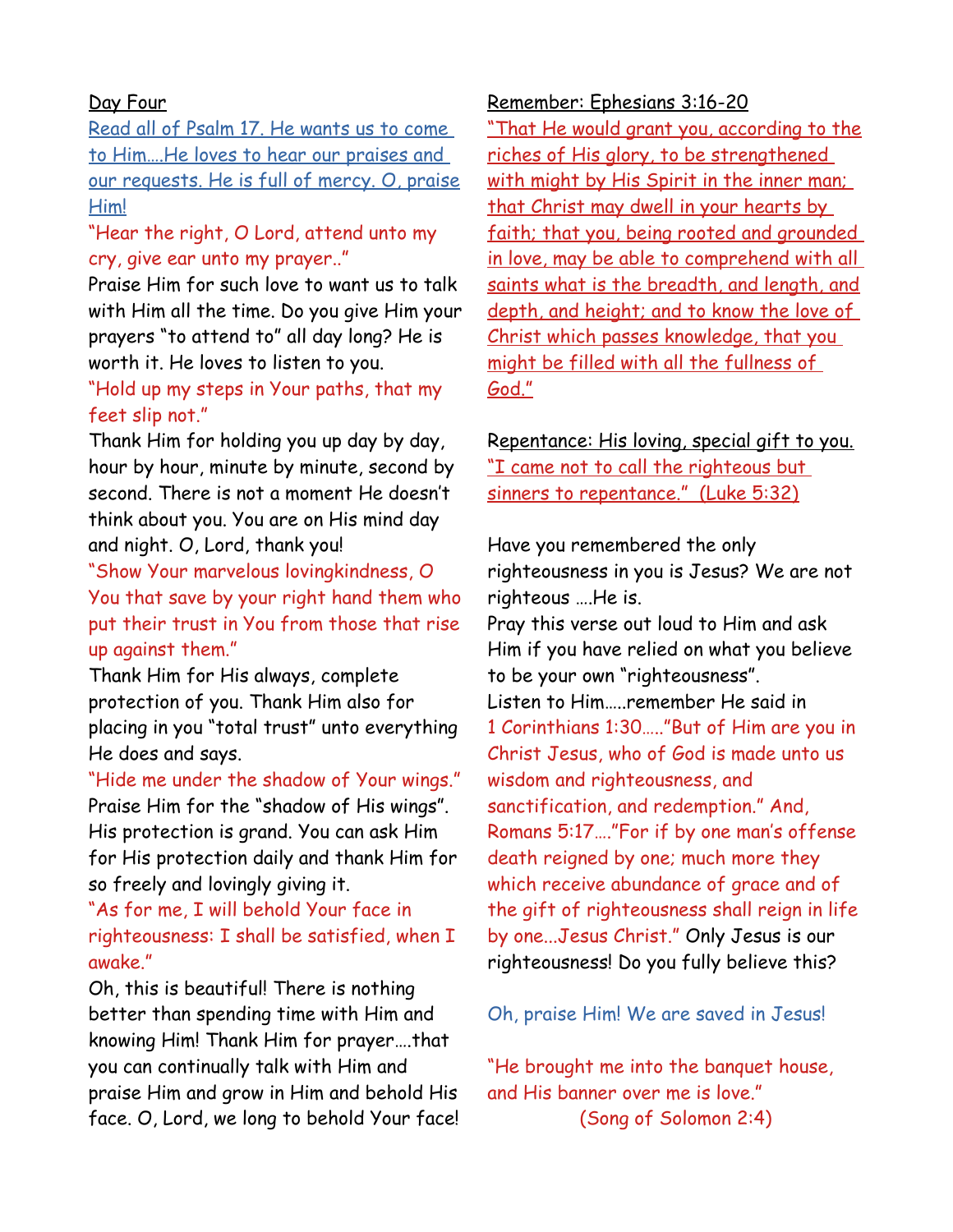Day Four

Read all of Psalm 17. He wants us to come to Him….He loves to hear our praises and our requests. He is full of mercy. O, praise Him!

"Hear the right, O Lord, attend unto my cry, give ear unto my prayer.."

Praise Him for such love to want us to talk with Him all the time. Do you give Him your prayers "to attend to" all day long? He is worth it. He loves to listen to you.

"Hold up my steps in Your paths, that my feet slip not."

Thank Him for holding you up day by day, hour by hour, minute by minute, second by second. There is not a moment He doesn't think about you. You are on His mind day and night. O, Lord, thank you!

"Show Your marvelous lovingkindness, O You that save by your right hand them who put their trust in You from those that rise up against them."

Thank Him for His always, complete protection of you. Thank Him also for placing in you "total trust" unto everything He does and says.

"Hide me under the shadow of Your wings."

Praise Him for the "shadow of His wings". His protection is grand. You can ask Him for His protection daily and thank Him for so freely and lovingly giving it.

"As for me, I will behold Your face in righteousness: I shall be satisfied, when I awake."

Oh, this is beautiful! There is nothing better than spending time with Him and knowing Him! Thank Him for prayer….that you can continually talk with Him and praise Him and grow in Him and behold His face. O, Lord, we long to behold Your face!

Remember: Ephesians 3:16-20

"That He would grant you, according to the riches of His glory, to be strengthened with might by His Spirit in the inner man; that Christ may dwell in your hearts by faith; that you, being rooted and grounded in love, may be able to comprehend with all saints what is the breadth, and length, and depth, and height; and to know the love of Christ which passes knowledge, that you might be filled with all the fullness of God."

Repentance: His loving, special gift to you.

"I came not to call the righteous but sinners to repentance." (Luke 5:32)

Have you remembered the only righteousness in you is Jesus? We are not righteous ….He is.

Pray this verse out loud to Him and ask Him if you have relied on what you believe to be your own "righteousness".

Listen to Him…..remember He said in 1 Corinthians 1:30….."But of Him are you in Christ Jesus, who of God is made unto us wisdom and righteousness, and sanctification, and redemption." And, Romans 5:17…."For if by one man's offense death reigned by one; much more they which receive abundance of grace and of the gift of righteousness shall reign in life by one...Jesus Christ." Only Jesus is our righteousness! Do you fully believe this?

Oh, praise Him! We are saved in Jesus!

"He brought me into the banquet house, and His banner over me is love."
(Song of Solomon 2:4)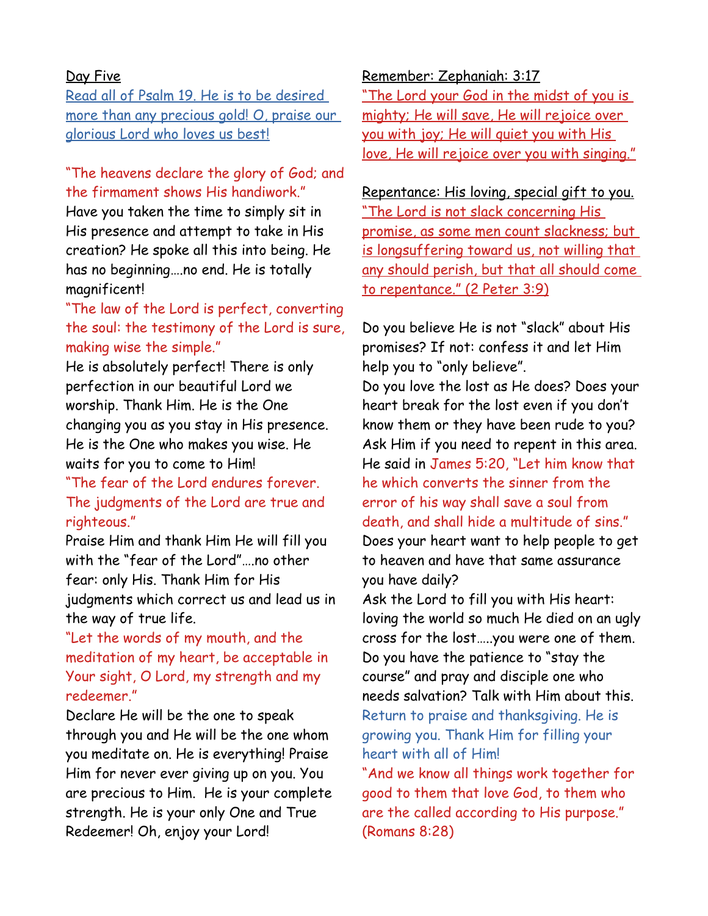Day Five

Read all of Psalm 19. He is to be desired more than any precious gold! O, praise our glorious Lord who loves us best!

"The heavens declare the glory of God; and the firmament shows His handiwork."
Have you taken the time to simply sit in His presence and attempt to take in His creation? He spoke all this into being. He has no beginning….no end. He is totally magnificent!

"The law of the Lord is perfect, converting the soul: the testimony of the Lord is sure, making wise the simple."
He is absolutely perfect! There is only perfection in our beautiful Lord we worship. Thank Him. He is the One changing you as you stay in His presence. He is the One who makes you wise. He waits for you to come to Him!

"The fear of the Lord endures forever. The judgments of the Lord are true and righteous."
Praise Him and thank Him He will fill you with the "fear of the Lord"….no other fear: only His. Thank Him for His judgments which correct us and lead us in the way of true life.

"Let the words of my mouth, and the meditation of my heart, be acceptable in Your sight, O Lord, my strength and my redeemer."
Declare He will be the one to speak through you and He will be the one whom you meditate on. He is everything! Praise Him for never ever giving up on you. You are precious to Him. He is your complete strength. He is your only One and True Redeemer! Oh, enjoy your Lord!

Remember: Zephaniah: 3:17

"The Lord your God in the midst of you is mighty; He will save, He will rejoice over you with joy; He will quiet you with His love, He will rejoice over you with singing."

Repentance: His loving, special gift to you.

"The Lord is not slack concerning His promise, as some men count slackness; but is longsuffering toward us, not willing that any should perish, but that all should come to repentance." (2 Peter 3:9)

Do you believe He is not "slack" about His promises? If not: confess it and let Him help you to "only believe".
Do you love the lost as He does? Does your heart break for the lost even if you don't know them or they have been rude to you? Ask Him if you need to repent in this area. He said in James 5:20, "Let him know that he which converts the sinner from the error of his way shall save a soul from death, and shall hide a multitude of sins."
Does your heart want to help people to get to heaven and have that same assurance you have daily?
Ask the Lord to fill you with His heart: loving the world so much He died on an ugly cross for the lost…..you were one of them.
Do you have the patience to "stay the course" and pray and disciple one who needs salvation? Talk with Him about this.
Return to praise and thanksgiving. He is growing you. Thank Him for filling your heart with all of Him!
"And we know all things work together for good to them that love God, to them who are the called according to His purpose." (Romans 8:28)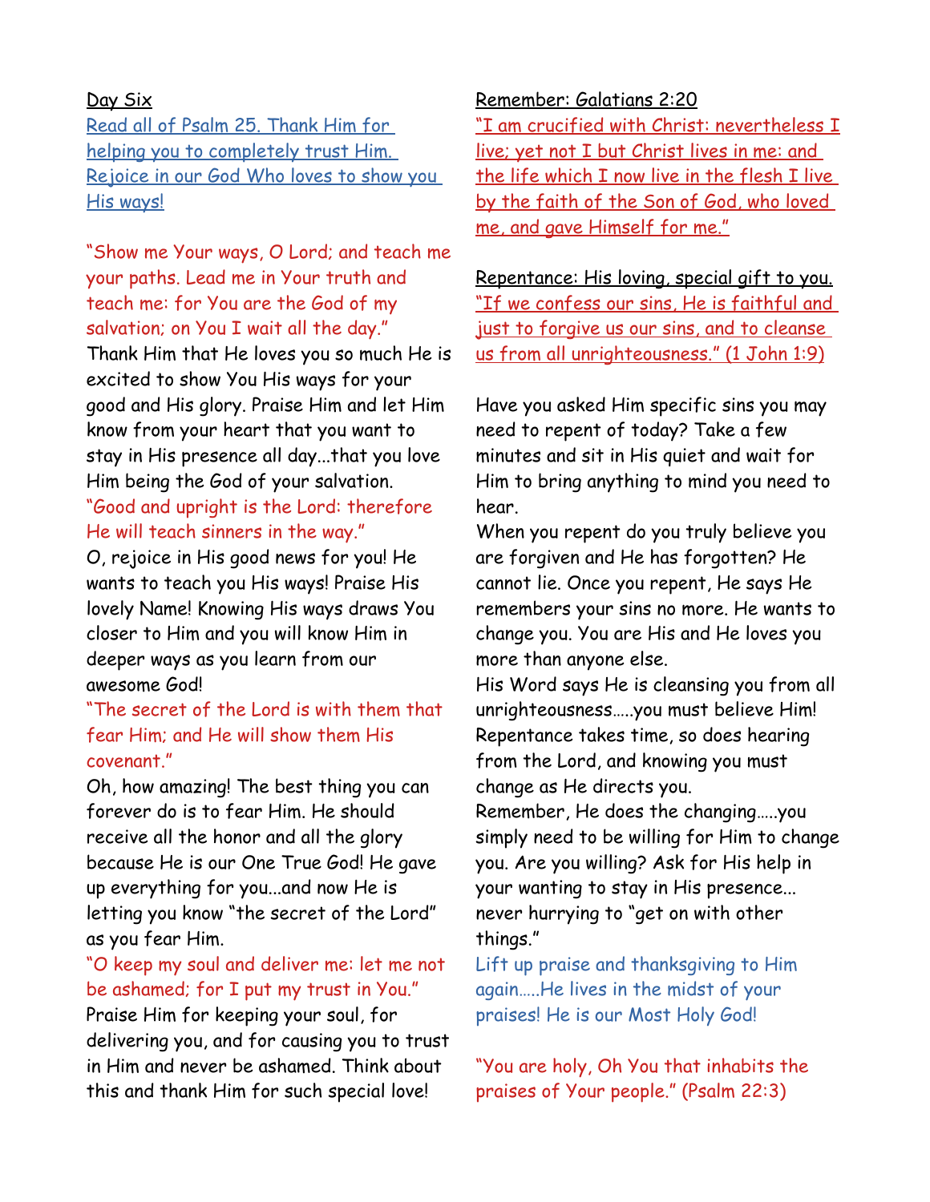Day Six

Read all of Psalm 25. Thank Him for helping you to completely trust Him. Rejoice in our God Who loves to show you His ways!

"Show me Your ways, O Lord; and teach me your paths. Lead me in Your truth and teach me: for You are the God of my salvation; on You I wait all the day."

Thank Him that He loves you so much He is excited to show You His ways for your good and His glory. Praise Him and let Him know from your heart that you want to stay in His presence all day...that you love Him being the God of your salvation.

"Good and upright is the Lord: therefore He will teach sinners in the way."

O, rejoice in His good news for you! He wants to teach you His ways! Praise His lovely Name! Knowing His ways draws You closer to Him and you will know Him in deeper ways as you learn from our awesome God!

"The secret of the Lord is with them that fear Him; and He will show them His covenant."

Oh, how amazing! The best thing you can forever do is to fear Him. He should receive all the honor and all the glory because He is our One True God! He gave up everything for you...and now He is letting you know "the secret of the Lord" as you fear Him.

"O keep my soul and deliver me: let me not be ashamed; for I put my trust in You."

Praise Him for keeping your soul, for delivering you, and for causing you to trust in Him and never be ashamed. Think about this and thank Him for such special love!

Remember: Galatians 2:20

"I am crucified with Christ: nevertheless I live; yet not I but Christ lives in me: and the life which I now live in the flesh I live by the faith of the Son of God, who loved me, and gave Himself for me."

Repentance: His loving, special gift to you.

"If we confess our sins, He is faithful and just to forgive us our sins, and to cleanse us from all unrighteousness." (1 John 1:9)

Have you asked Him specific sins you may need to repent of today? Take a few minutes and sit in His quiet and wait for Him to bring anything to mind you need to hear.

When you repent do you truly believe you are forgiven and He has forgotten? He cannot lie. Once you repent, He says He remembers your sins no more. He wants to change you. You are His and He loves you more than anyone else.

His Word says He is cleansing you from all unrighteousness.....you must believe Him! Repentance takes time, so does hearing from the Lord, and knowing you must change as He directs you.

Remember, He does the changing.....you simply need to be willing for Him to change you. Are you willing? Ask for His help in your wanting to stay in His presence... never hurrying to "get on with other things."

Lift up praise and thanksgiving to Him again.....He lives in the midst of your praises! He is our Most Holy God!

"You are holy, Oh You that inhabits the praises of Your people." (Psalm 22:3)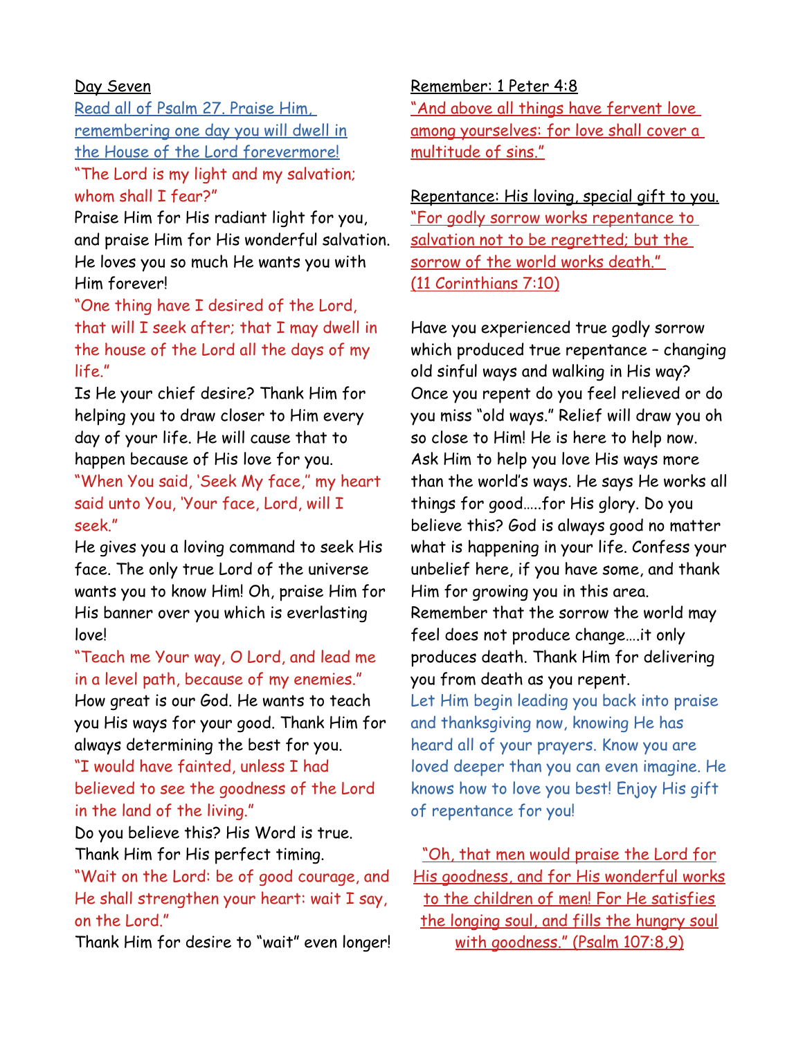Day Seven

Read all of Psalm 27. Praise Him, remembering one day you will dwell in the House of the Lord forevermore!

"The Lord is my light and my salvation; whom shall I fear?"

Praise Him for His radiant light for you, and praise Him for His wonderful salvation. He loves you so much He wants you with Him forever!

"One thing have I desired of the Lord, that will I seek after; that I may dwell in the house of the Lord all the days of my life."

Is He your chief desire? Thank Him for helping you to draw closer to Him every day of your life. He will cause that to happen because of His love for you.

"When You said, 'Seek My face," my heart said unto You, 'Your face, Lord, will I seek."

He gives you a loving command to seek His face. The only true Lord of the universe wants you to know Him! Oh, praise Him for His banner over you which is everlasting love!

"Teach me Your way, O Lord, and lead me in a level path, because of my enemies."

How great is our God. He wants to teach you His ways for your good. Thank Him for always determining the best for you.

"I would have fainted, unless I had believed to see the goodness of the Lord in the land of the living."

Do you believe this? His Word is true. Thank Him for His perfect timing.

"Wait on the Lord: be of good courage, and He shall strengthen your heart: wait I say, on the Lord."

Thank Him for desire to "wait" even longer!

Remember: 1 Peter 4:8

"And above all things have fervent love among yourselves: for love shall cover a multitude of sins."

Repentance: His loving, special gift to you.

"For godly sorrow works repentance to salvation not to be regretted; but the sorrow of the world works death." (11 Corinthians 7:10)

Have you experienced true godly sorrow which produced true repentance – changing old sinful ways and walking in His way? Once you repent do you feel relieved or do you miss "old ways." Relief will draw you oh so close to Him! He is here to help now. Ask Him to help you love His ways more than the world's ways. He says He works all things for good.....for His glory. Do you believe this? God is always good no matter what is happening in your life. Confess your unbelief here, if you have some, and thank Him for growing you in this area. Remember that the sorrow the world may feel does not produce change....it only produces death. Thank Him for delivering you from death as you repent.

Let Him begin leading you back into praise and thanksgiving now, knowing He has heard all of your prayers. Know you are loved deeper than you can even imagine. He knows how to love you best! Enjoy His gift of repentance for you!

"Oh, that men would praise the Lord for His goodness, and for His wonderful works to the children of men! For He satisfies the longing soul, and fills the hungry soul with goodness." (Psalm 107:8,9)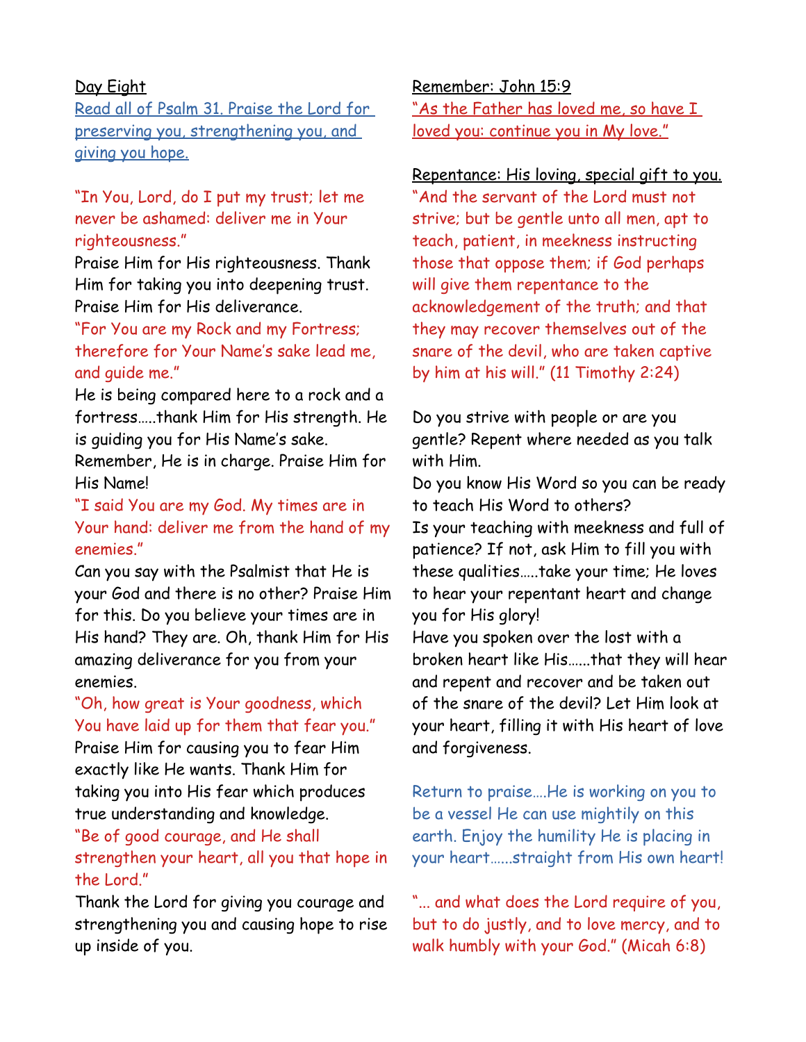Day Eight

Read all of Psalm 31. Praise the Lord for preserving you, strengthening you, and giving you hope.

"In You, Lord, do I put my trust; let me never be ashamed: deliver me in Your righteousness."

Praise Him for His righteousness. Thank Him for taking you into deepening trust. Praise Him for His deliverance.

"For You are my Rock and my Fortress; therefore for Your Name's sake lead me, and guide me."

He is being compared here to a rock and a fortress.....thank Him for His strength. He is guiding you for His Name's sake. Remember, He is in charge. Praise Him for His Name!

"I said You are my God. My times are in Your hand: deliver me from the hand of my enemies."

Can you say with the Psalmist that He is your God and there is no other? Praise Him for this. Do you believe your times are in His hand? They are. Oh, thank Him for His amazing deliverance for you from your enemies.

"Oh, how great is Your goodness, which You have laid up for them that fear you."

Praise Him for causing you to fear Him exactly like He wants. Thank Him for taking you into His fear which produces true understanding and knowledge.

"Be of good courage, and He shall strengthen your heart, all you that hope in the Lord."

Thank the Lord for giving you courage and strengthening you and causing hope to rise up inside of you.

Remember: John 15:9

"As the Father has loved me, so have I loved you: continue you in My love."

Repentance: His loving, special gift to you.

"And the servant of the Lord must not strive; but be gentle unto all men, apt to teach, patient, in meekness instructing those that oppose them; if God perhaps will give them repentance to the acknowledgement of the truth; and that they may recover themselves out of the snare of the devil, who are taken captive by him at his will." (11 Timothy 2:24)

Do you strive with people or are you gentle? Repent where needed as you talk with Him.

Do you know His Word so you can be ready to teach His Word to others?

Is your teaching with meekness and full of patience? If not, ask Him to fill you with these qualities.....take your time; He loves to hear your repentant heart and change you for His glory!

Have you spoken over the lost with a broken heart like His......that they will hear and repent and recover and be taken out of the snare of the devil? Let Him look at your heart, filling it with His heart of love and forgiveness.

Return to praise....He is working on you to be a vessel He can use mightily on this earth. Enjoy the humility He is placing in your heart......straight from His own heart!

"... and what does the Lord require of you, but to do justly, and to love mercy, and to walk humbly with your God." (Micah 6:8)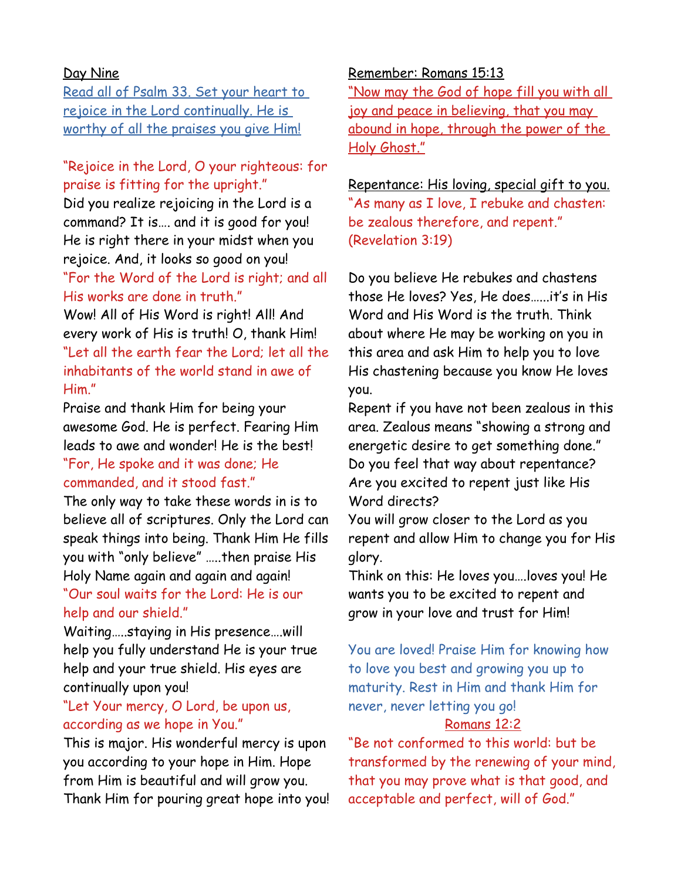Day Nine

Read all of Psalm 33. Set your heart to rejoice in the Lord continually. He is worthy of all the praises you give Him!

"Rejoice in the Lord, O your righteous: for praise is fitting for the upright."

Did you realize rejoicing in the Lord is a command? It is…. and it is good for you! He is right there in your midst when you rejoice. And, it looks so good on you!

"For the Word of the Lord is right; and all His works are done in truth."

Wow! All of His Word is right! All! And every work of His is truth! O, thank Him!

"Let all the earth fear the Lord; let all the inhabitants of the world stand in awe of Him."

Praise and thank Him for being your awesome God. He is perfect. Fearing Him leads to awe and wonder! He is the best!

"For, He spoke and it was done; He commanded, and it stood fast."

The only way to take these words in is to believe all of scriptures. Only the Lord can speak things into being. Thank Him He fills you with "only believe" …..then praise His Holy Name again and again and again!

"Our soul waits for the Lord: He is our help and our shield."

Waiting…..staying in His presence….will help you fully understand He is your true help and your true shield. His eyes are continually upon you!

"Let Your mercy, O Lord, be upon us, according as we hope in You."

This is major. His wonderful mercy is upon you according to your hope in Him. Hope from Him is beautiful and will grow you. Thank Him for pouring great hope into you!

Remember: Romans 15:13

"Now may the God of hope fill you with all joy and peace in believing, that you may abound in hope, through the power of the Holy Ghost."

Repentance: His loving, special gift to you.

"As many as I love, I rebuke and chasten: be zealous therefore, and repent." (Revelation 3:19)

Do you believe He rebukes and chastens those He loves? Yes, He does……it's in His Word and His Word is the truth. Think about where He may be working on you in this area and ask Him to help you to love His chastening because you know He loves you.

Repent if you have not been zealous in this area. Zealous means "showing a strong and energetic desire to get something done." Do you feel that way about repentance? Are you excited to repent just like His Word directs?

You will grow closer to the Lord as you repent and allow Him to change you for His glory.

Think on this: He loves you….loves you! He wants you to be excited to repent and grow in your love and trust for Him!

You are loved! Praise Him for knowing how to love you best and growing you up to maturity. Rest in Him and thank Him for never, never letting you go!

Romans 12:2

"Be not conformed to this world: but be transformed by the renewing of your mind, that you may prove what is that good, and acceptable and perfect, will of God."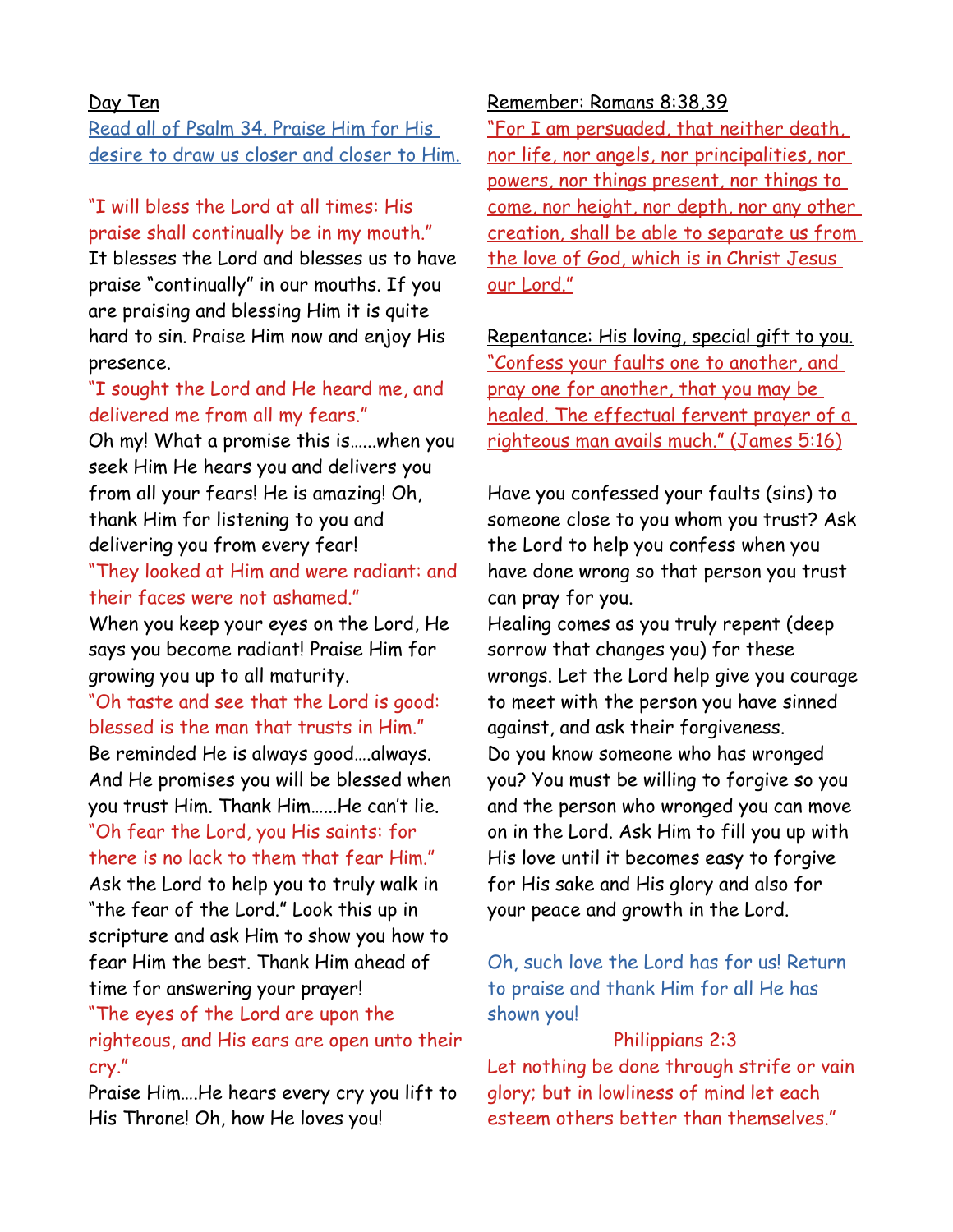Day Ten

Read all of Psalm 34. Praise Him for His desire to draw us closer and closer to Him.

"I will bless the Lord at all times: His praise shall continually be in my mouth."
It blesses the Lord and blesses us to have praise "continually" in our mouths. If you are praising and blessing Him it is quite hard to sin. Praise Him now and enjoy His presence.

"I sought the Lord and He heard me, and delivered me from all my fears."
Oh my! What a promise this is......when you seek Him He hears you and delivers you from all your fears! He is amazing! Oh, thank Him for listening to you and delivering you from every fear!

"They looked at Him and were radiant: and their faces were not ashamed."
When you keep your eyes on the Lord, He says you become radiant! Praise Him for growing you up to all maturity.

"Oh taste and see that the Lord is good: blessed is the man that trusts in Him."
Be reminded He is always good....always. And He promises you will be blessed when you trust Him. Thank Him......He can't lie.

"Oh fear the Lord, you His saints: for there is no lack to them that fear Him."
Ask the Lord to help you to truly walk in "the fear of the Lord." Look this up in scripture and ask Him to show you how to fear Him the best. Thank Him ahead of time for answering your prayer!

"The eyes of the Lord are upon the righteous, and His ears are open unto their cry."
Praise Him....He hears every cry you lift to His Throne! Oh, how He loves you!

Remember: Romans 8:38,39

"For I am persuaded, that neither death, nor life, nor angels, nor principalities, nor powers, nor things present, nor things to come, nor height, nor depth, nor any other creation, shall be able to separate us from the love of God, which is in Christ Jesus our Lord."

Repentance: His loving, special gift to you.

"Confess your faults one to another, and pray one for another, that you may be healed. The effectual fervent prayer of a righteous man avails much." (James 5:16)

Have you confessed your faults (sins) to someone close to you whom you trust? Ask the Lord to help you confess when you have done wrong so that person you trust can pray for you.
Healing comes as you truly repent (deep sorrow that changes you) for these wrongs. Let the Lord help give you courage to meet with the person you have sinned against, and ask their forgiveness.
Do you know someone who has wronged you? You must be willing to forgive so you and the person who wronged you can move on in the Lord. Ask Him to fill you up with His love until it becomes easy to forgive for His sake and His glory and also for your peace and growth in the Lord.

Oh, such love the Lord has for us! Return to praise and thank Him for all He has shown you!

Philippians 2:3

Let nothing be done through strife or vain glory; but in lowliness of mind let each esteem others better than themselves."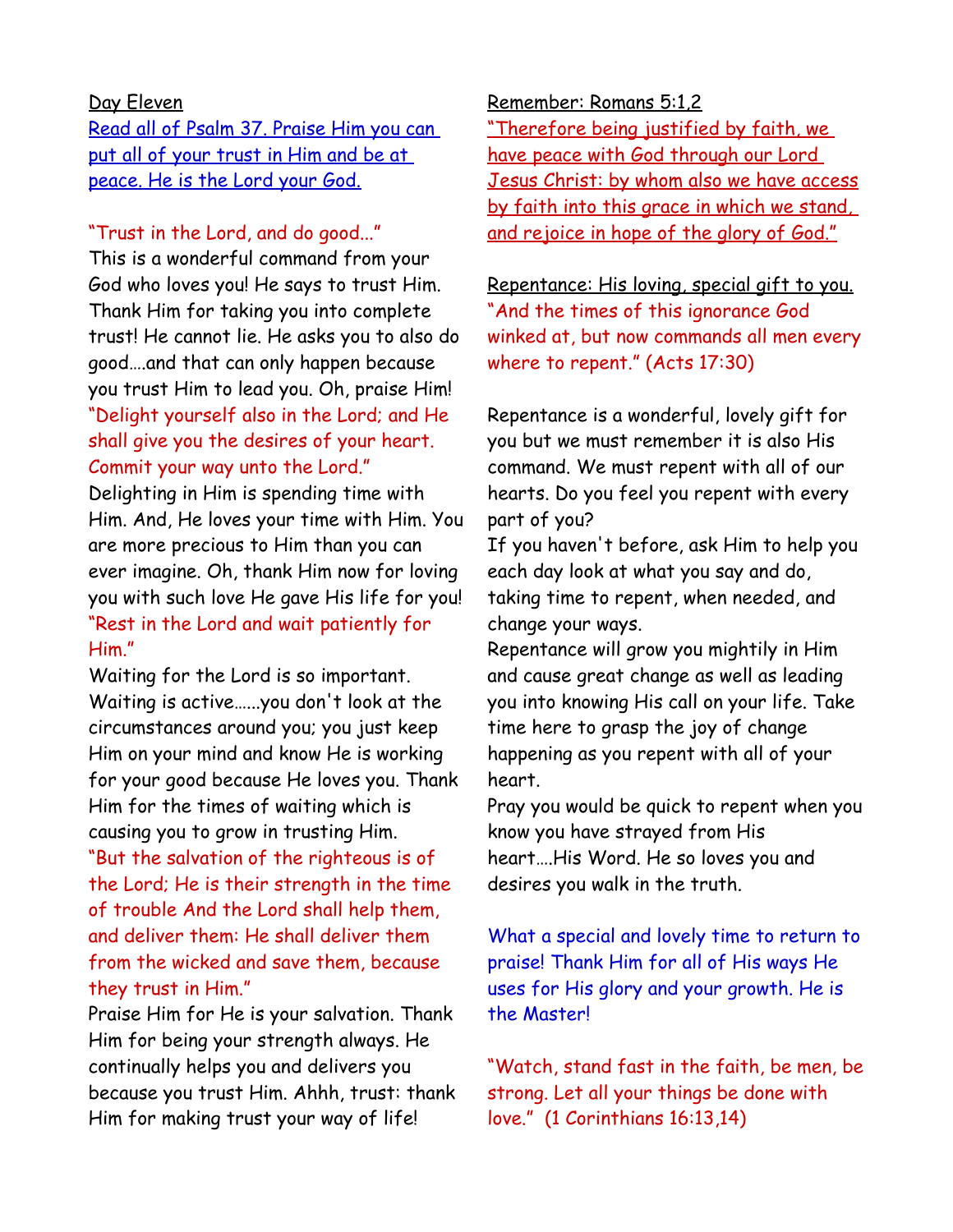Day Eleven

Read all of Psalm 37. Praise Him you can put all of your trust in Him and be at peace. He is the Lord your God.

"Trust in the Lord, and do good..."

This is a wonderful command from your God who loves you! He says to trust Him. Thank Him for taking you into complete trust! He cannot lie. He asks you to also do good....and that can only happen because you trust Him to lead you. Oh, praise Him!

"Delight yourself also in the Lord; and He shall give you the desires of your heart. Commit your way unto the Lord."

Delighting in Him is spending time with Him. And, He loves your time with Him. You are more precious to Him than you can ever imagine. Oh, thank Him now for loving you with such love He gave His life for you!

"Rest in the Lord and wait patiently for Him."

Waiting for the Lord is so important. Waiting is active......you don't look at the circumstances around you; you just keep Him on your mind and know He is working for your good because He loves you. Thank Him for the times of waiting which is causing you to grow in trusting Him.

"But the salvation of the righteous is of the Lord; He is their strength in the time of trouble And the Lord shall help them, and deliver them: He shall deliver them from the wicked and save them, because they trust in Him."

Praise Him for He is your salvation. Thank Him for being your strength always. He continually helps you and delivers you because you trust Him. Ahhh, trust: thank Him for making trust your way of life!

Remember: Romans 5:1,2

"Therefore being justified by faith, we have peace with God through our Lord Jesus Christ: by whom also we have access by faith into this grace in which we stand, and rejoice in hope of the glory of God."

Repentance: His loving, special gift to you.

"And the times of this ignorance God winked at, but now commands all men every where to repent." (Acts 17:30)

Repentance is a wonderful, lovely gift for you but we must remember it is also His command. We must repent with all of our hearts. Do you feel you repent with every part of you?

If you haven't before, ask Him to help you each day look at what you say and do, taking time to repent, when needed, and change your ways.

Repentance will grow you mightily in Him and cause great change as well as leading you into knowing His call on your life. Take time here to grasp the joy of change happening as you repent with all of your heart.

Pray you would be quick to repent when you know you have strayed from His heart....His Word. He so loves you and desires you walk in the truth.

What a special and lovely time to return to praise! Thank Him for all of His ways He uses for His glory and your growth. He is the Master!

"Watch, stand fast in the faith, be men, be strong. Let all your things be done with love." (1 Corinthians 16:13,14)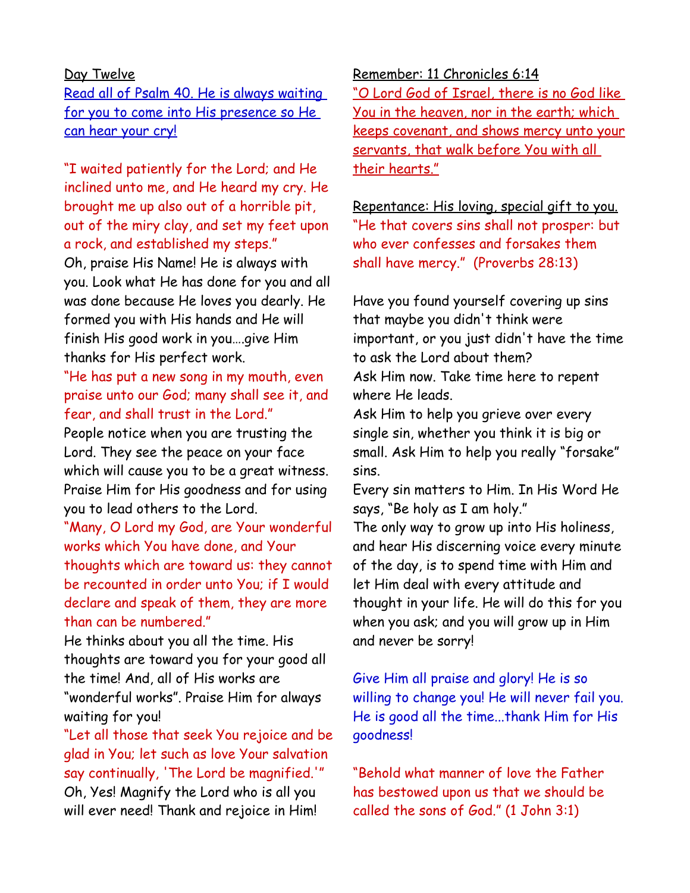Day Twelve

Read all of Psalm 40. He is always waiting for you to come into His presence so He can hear your cry!

"I waited patiently for the Lord; and He inclined unto me, and He heard my cry. He brought me up also out of a horrible pit, out of the miry clay, and set my feet upon a rock, and established my steps."

Oh, praise His Name! He is always with you. Look what He has done for you and all was done because He loves you dearly. He formed you with His hands and He will finish His good work in you….give Him thanks for His perfect work.

"He has put a new song in my mouth, even praise unto our God; many shall see it, and fear, and shall trust in the Lord."

People notice when you are trusting the Lord. They see the peace on your face which will cause you to be a great witness. Praise Him for His goodness and for using you to lead others to the Lord.

"Many, O Lord my God, are Your wonderful works which You have done, and Your thoughts which are toward us: they cannot be recounted in order unto You; if I would declare and speak of them, they are more than can be numbered."

He thinks about you all the time. His thoughts are toward you for your good all the time! And, all of His works are "wonderful works". Praise Him for always waiting for you!

"Let all those that seek You rejoice and be glad in You; let such as love Your salvation say continually, 'The Lord be magnified.'"

Oh, Yes! Magnify the Lord who is all you will ever need! Thank and rejoice in Him!

Remember: 11 Chronicles 6:14

"O Lord God of Israel, there is no God like You in the heaven, nor in the earth; which keeps covenant, and shows mercy unto your servants, that walk before You with all their hearts."

Repentance: His loving, special gift to you.

"He that covers sins shall not prosper: but who ever confesses and forsakes them shall have mercy." (Proverbs 28:13)

Have you found yourself covering up sins that maybe you didn't think were important, or you just didn't have the time to ask the Lord about them?

Ask Him now. Take time here to repent where He leads.

Ask Him to help you grieve over every single sin, whether you think it is big or small. Ask Him to help you really "forsake" sins.

Every sin matters to Him. In His Word He says, "Be holy as I am holy."

The only way to grow up into His holiness, and hear His discerning voice every minute of the day, is to spend time with Him and let Him deal with every attitude and thought in your life. He will do this for you when you ask; and you will grow up in Him and never be sorry!

Give Him all praise and glory! He is so willing to change you! He will never fail you. He is good all the time...thank Him for His goodness!

"Behold what manner of love the Father has bestowed upon us that we should be called the sons of God." (1 John 3:1)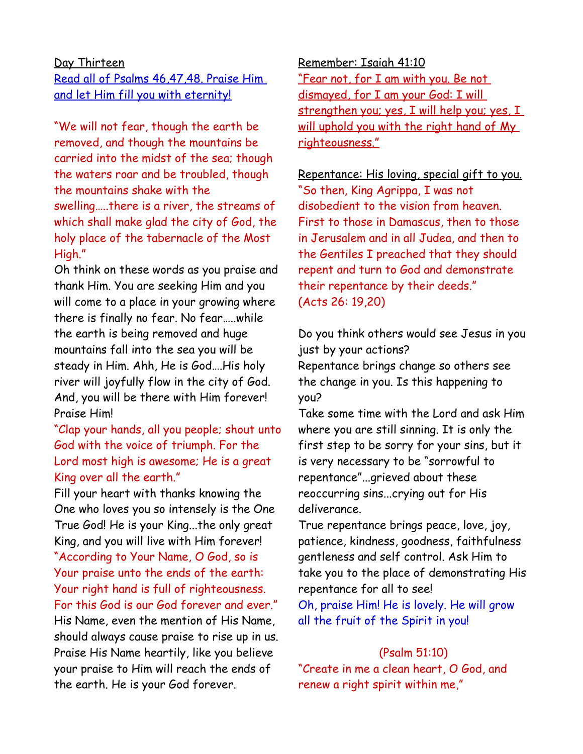Day Thirteen

Read all of Psalms 46,47,48. Praise Him and let Him fill you with eternity!

"We will not fear, though the earth be removed, and though the mountains be carried into the midst of the sea; though the waters roar and be troubled, though the mountains shake with the swelling…..there is a river, the streams of which shall make glad the city of God, the holy place of the tabernacle of the Most High."

Oh think on these words as you praise and thank Him. You are seeking Him and you will come to a place in your growing where there is finally no fear. No fear…..while the earth is being removed and huge mountains fall into the sea you will be steady in Him. Ahh, He is God….His holy river will joyfully flow in the city of God. And, you will be there with Him forever! Praise Him!

"Clap your hands, all you people; shout unto God with the voice of triumph. For the Lord most high is awesome; He is a great King over all the earth."

Fill your heart with thanks knowing the One who loves you so intensely is the One True God! He is your King...the only great King, and you will live with Him forever!

"According to Your Name, O God, so is Your praise unto the ends of the earth: Your right hand is full of righteousness. For this God is our God forever and ever."

His Name, even the mention of His Name, should always cause praise to rise up in us. Praise His Name heartily, like you believe your praise to Him will reach the ends of the earth. He is your God forever.

Remember: Isaiah 41:10

"Fear not, for I am with you. Be not dismayed, for I am your God: I will strengthen you; yes, I will help you; yes, I will uphold you with the right hand of My righteousness."

Repentance: His loving, special gift to you.

"So then, King Agrippa, I was not disobedient to the vision from heaven. First to those in Damascus, then to those in Jerusalem and in all Judea, and then to the Gentiles I preached that they should repent and turn to God and demonstrate their repentance by their deeds." (Acts 26: 19,20)

Do you think others would see Jesus in you just by your actions?

Repentance brings change so others see the change in you. Is this happening to you?

Take some time with the Lord and ask Him where you are still sinning. It is only the first step to be sorry for your sins, but it is very necessary to be "sorrowful to repentance"...grieved about these reoccurring sins...crying out for His deliverance.

True repentance brings peace, love, joy, patience, kindness, goodness, faithfulness gentleness and self control. Ask Him to take you to the place of demonstrating His repentance for all to see!

Oh, praise Him! He is lovely. He will grow all the fruit of the Spirit in you!

(Psalm 51:10)

"Create in me a clean heart, O God, and renew a right spirit within me,"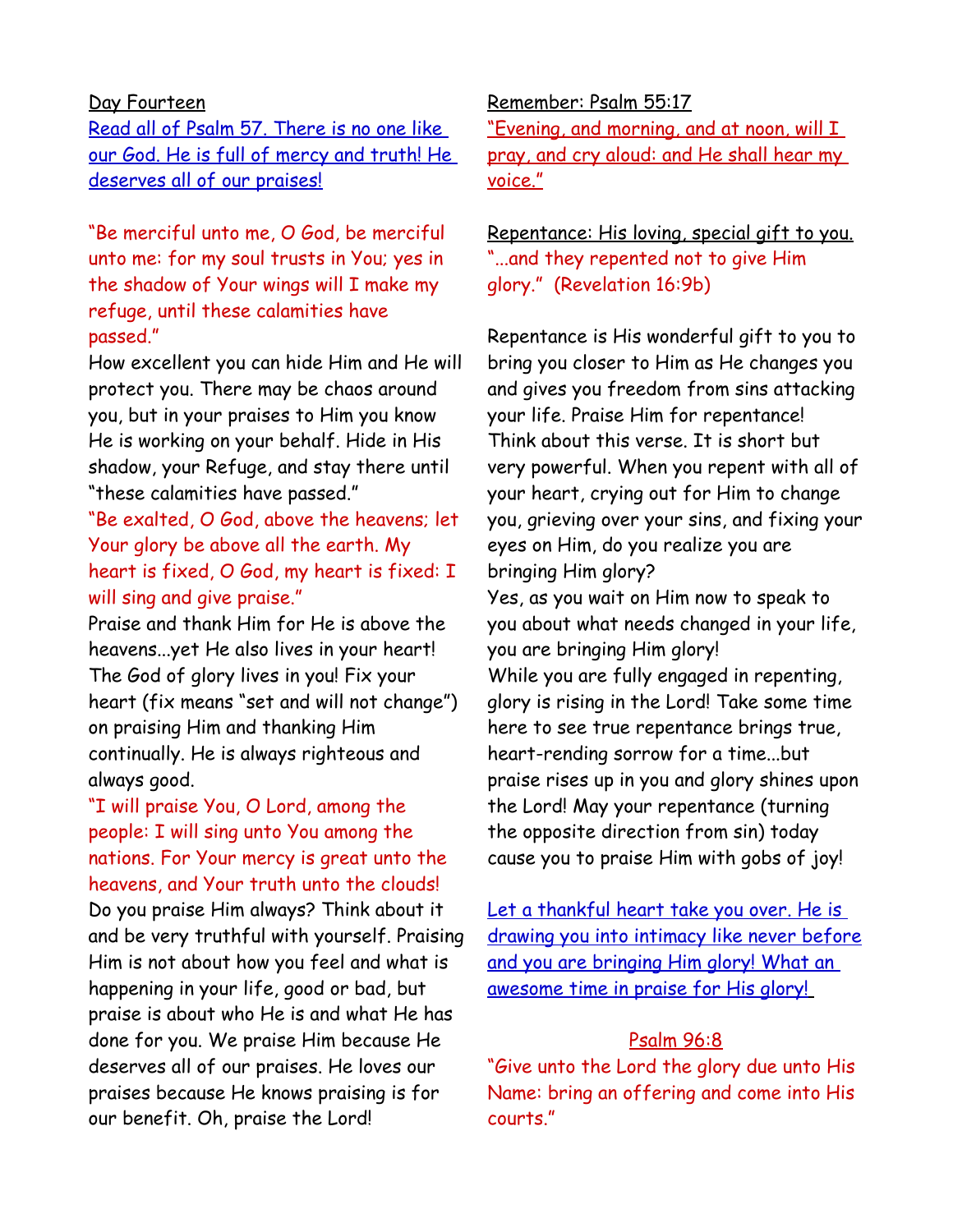Day Fourteen

Read all of Psalm 57. There is no one like our God. He is full of mercy and truth! He deserves all of our praises!

"Be merciful unto me, O God, be merciful unto me: for my soul trusts in You; yes in the shadow of Your wings will I make my refuge, until these calamities have passed."

How excellent you can hide Him and He will protect you. There may be chaos around you, but in your praises to Him you know He is working on your behalf. Hide in His shadow, your Refuge, and stay there until "these calamities have passed."

"Be exalted, O God, above the heavens; let Your glory be above all the earth. My heart is fixed, O God, my heart is fixed: I will sing and give praise."

Praise and thank Him for He is above the heavens...yet He also lives in your heart! The God of glory lives in you! Fix your heart (fix means "set and will not change") on praising Him and thanking Him continually. He is always righteous and always good.

"I will praise You, O Lord, among the people: I will sing unto You among the nations. For Your mercy is great unto the heavens, and Your truth unto the clouds!"

Do you praise Him always? Think about it and be very truthful with yourself. Praising Him is not about how you feel and what is happening in your life, good or bad, but praise is about who He is and what He has done for you. We praise Him because He deserves all of our praises. He loves our praises because He knows praising is for our benefit. Oh, praise the Lord!

Remember: Psalm 55:17

"Evening, and morning, and at noon, will I pray, and cry aloud: and He shall hear my voice."

Repentance: His loving, special gift to you.

"...and they repented not to give Him glory." (Revelation 16:9b)

Repentance is His wonderful gift to you to bring you closer to Him as He changes you and gives you freedom from sins attacking your life. Praise Him for repentance! Think about this verse. It is short but very powerful. When you repent with all of your heart, crying out for Him to change you, grieving over your sins, and fixing your eyes on Him, do you realize you are bringing Him glory?

Yes, as you wait on Him now to speak to you about what needs changed in your life, you are bringing Him glory!

While you are fully engaged in repenting, glory is rising in the Lord! Take some time here to see true repentance brings true, heart-rending sorrow for a time...but praise rises up in you and glory shines upon the Lord! May your repentance (turning the opposite direction from sin) today cause you to praise Him with gobs of joy!

Let a thankful heart take you over. He is drawing you into intimacy like never before and you are bringing Him glory! What an awesome time in praise for His glory!

Psalm 96:8

"Give unto the Lord the glory due unto His Name: bring an offering and come into His courts."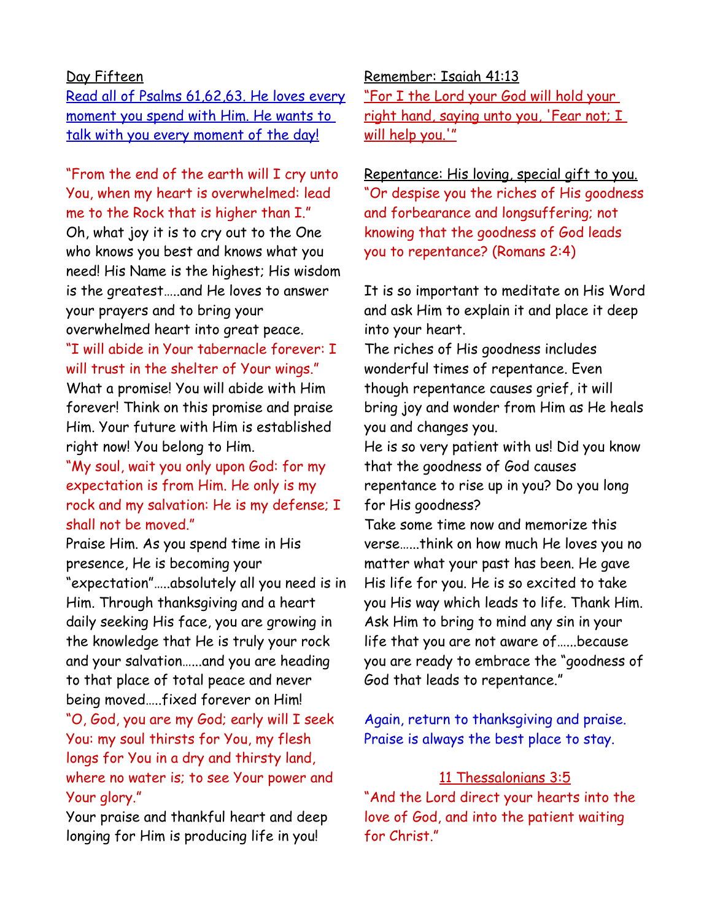Day Fifteen

Read all of Psalms 61,62,63. He loves every moment you spend with Him. He wants to talk with you every moment of the day!

"From the end of the earth will I cry unto You, when my heart is overwhelmed: lead me to the Rock that is higher than I."

Oh, what joy it is to cry out to the One who knows you best and knows what you need! His Name is the highest; His wisdom is the greatest…..and He loves to answer your prayers and to bring your overwhelmed heart into great peace.

"I will abide in Your tabernacle forever: I will trust in the shelter of Your wings."

What a promise! You will abide with Him forever! Think on this promise and praise Him. Your future with Him is established right now! You belong to Him.

"My soul, wait you only upon God: for my expectation is from Him. He only is my rock and my salvation: He is my defense; I shall not be moved."

Praise Him. As you spend time in His presence, He is becoming your "expectation"…..absolutely all you need is in Him. Through thanksgiving and a heart daily seeking His face, you are growing in the knowledge that He is truly your rock and your salvation……and you are heading to that place of total peace and never being moved…..fixed forever on Him!

"O, God, you are my God; early will I seek You: my soul thirsts for You, my flesh longs for You in a dry and thirsty land, where no water is; to see Your power and Your glory."

Your praise and thankful heart and deep longing for Him is producing life in you!

Remember: Isaiah 41:13

"For I the Lord your God will hold your right hand, saying unto you, 'Fear not; I will help you.'"

Repentance: His loving, special gift to you.

"Or despise you the riches of His goodness and forbearance and longsuffering; not knowing that the goodness of God leads you to repentance? (Romans 2:4)

It is so important to meditate on His Word and ask Him to explain it and place it deep into your heart.

The riches of His goodness includes wonderful times of repentance. Even though repentance causes grief, it will bring joy and wonder from Him as He heals you and changes you.

He is so very patient with us! Did you know that the goodness of God causes repentance to rise up in you? Do you long for His goodness?

Take some time now and memorize this verse……think on how much He loves you no matter what your past has been. He gave His life for you. He is so excited to take you His way which leads to life. Thank Him. Ask Him to bring to mind any sin in your life that you are not aware of……because you are ready to embrace the "goodness of God that leads to repentance."

Again, return to thanksgiving and praise. Praise is always the best place to stay.

11 Thessalonians 3:5

"And the Lord direct your hearts into the love of God, and into the patient waiting for Christ."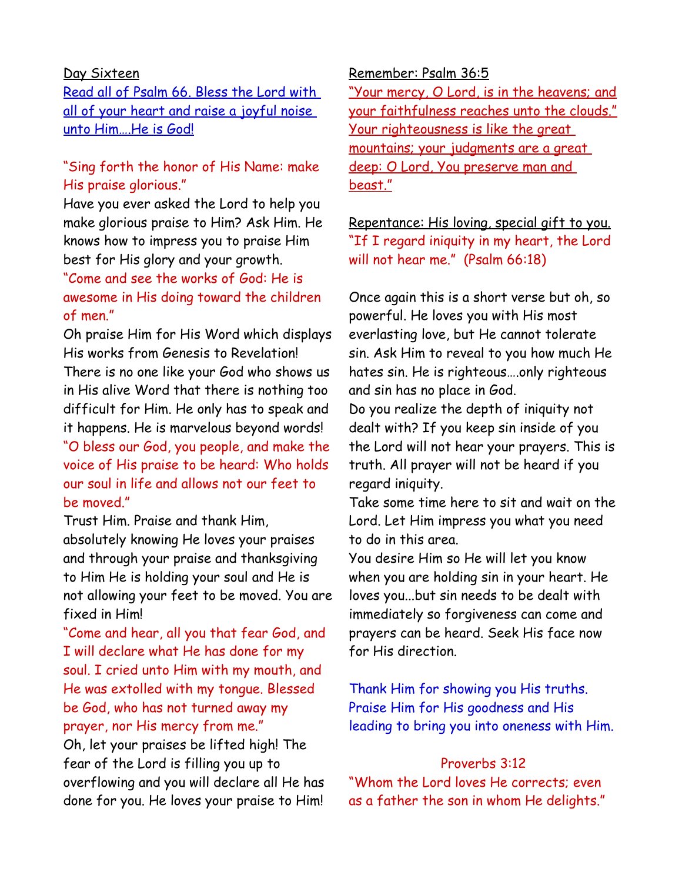Day Sixteen

Read all of Psalm 66. Bless the Lord with all of your heart and raise a joyful noise unto Him….He is God!

"Sing forth the honor of His Name: make His praise glorious."

Have you ever asked the Lord to help you make glorious praise to Him? Ask Him. He knows how to impress you to praise Him best for His glory and your growth.

"Come and see the works of God: He is awesome in His doing toward the children of men."

Oh praise Him for His Word which displays His works from Genesis to Revelation! There is no one like your God who shows us in His alive Word that there is nothing too difficult for Him. He only has to speak and it happens. He is marvelous beyond words!

"O bless our God, you people, and make the voice of His praise to be heard: Who holds our soul in life and allows not our feet to be moved."

Trust Him. Praise and thank Him, absolutely knowing He loves your praises and through your praise and thanksgiving to Him He is holding your soul and He is not allowing your feet to be moved. You are fixed in Him!

"Come and hear, all you that fear God, and I will declare what He has done for my soul. I cried unto Him with my mouth, and He was extolled with my tongue. Blessed be God, who has not turned away my prayer, nor His mercy from me."

Oh, let your praises be lifted high! The fear of the Lord is filling you up to overflowing and you will declare all He has done for you. He loves your praise to Him!

Remember: Psalm 36:5

"Your mercy, O Lord, is in the heavens; and your faithfulness reaches unto the clouds." Your righteousness is like the great mountains; your judgments are a great deep: O Lord, You preserve man and beast."

Repentance: His loving, special gift to you.

"If I regard iniquity in my heart, the Lord will not hear me." (Psalm 66:18)

Once again this is a short verse but oh, so powerful. He loves you with His most everlasting love, but He cannot tolerate sin. Ask Him to reveal to you how much He hates sin. He is righteous….only righteous and sin has no place in God.

Do you realize the depth of iniquity not dealt with? If you keep sin inside of you the Lord will not hear your prayers. This is truth. All prayer will not be heard if you regard iniquity.

Take some time here to sit and wait on the Lord. Let Him impress you what you need to do in this area.

You desire Him so He will let you know when you are holding sin in your heart. He loves you...but sin needs to be dealt with immediately so forgiveness can come and prayers can be heard. Seek His face now for His direction.

Thank Him for showing you His truths. Praise Him for His goodness and His leading to bring you into oneness with Him.

Proverbs 3:12

"Whom the Lord loves He corrects; even as a father the son in whom He delights."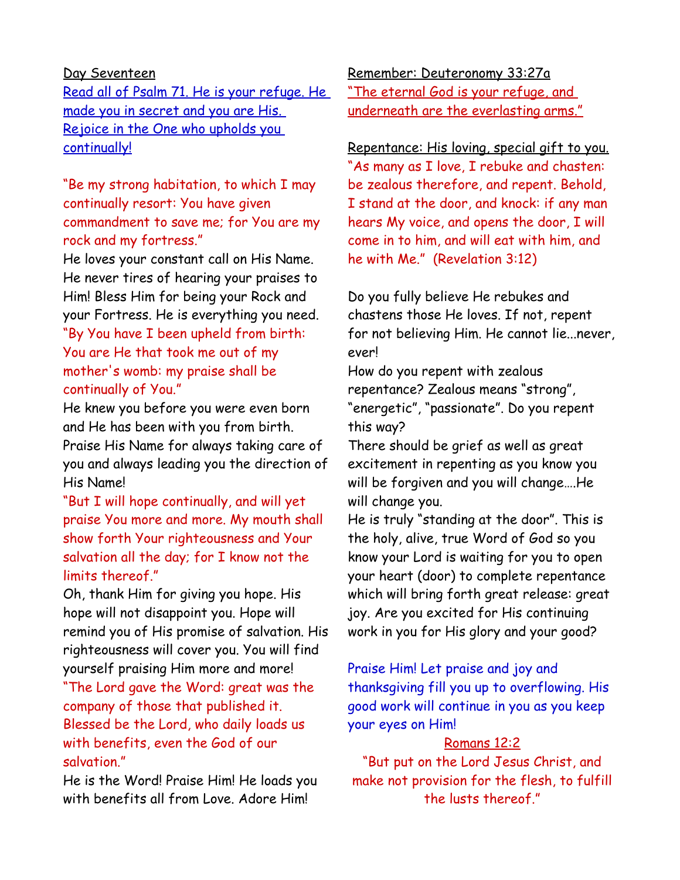Day Seventeen

Read all of Psalm 71. He is your refuge. He made you in secret and you are His. Rejoice in the One who upholds you continually!

"Be my strong habitation, to which I may continually resort: You have given commandment to save me; for You are my rock and my fortress."

He loves your constant call on His Name. He never tires of hearing your praises to Him! Bless Him for being your Rock and your Fortress. He is everything you need.

"By You have I been upheld from birth: You are He that took me out of my mother's womb: my praise shall be continually of You."

He knew you before you were even born and He has been with you from birth. Praise His Name for always taking care of you and always leading you the direction of His Name!

"But I will hope continually, and will yet praise You more and more. My mouth shall show forth Your righteousness and Your salvation all the day; for I know not the limits thereof."

Oh, thank Him for giving you hope. His hope will not disappoint you. Hope will remind you of His promise of salvation. His righteousness will cover you. You will find yourself praising Him more and more!

"The Lord gave the Word: great was the company of those that published it. Blessed be the Lord, who daily loads us with benefits, even the God of our salvation."

He is the Word! Praise Him! He loads you with benefits all from Love. Adore Him!

Remember: Deuteronomy 33:27a

"The eternal God is your refuge, and underneath are the everlasting arms."

Repentance: His loving, special gift to you.

"As many as I love, I rebuke and chasten: be zealous therefore, and repent. Behold, I stand at the door, and knock: if any man hears My voice, and opens the door, I will come in to him, and will eat with him, and he with Me." (Revelation 3:12)

Do you fully believe He rebukes and chastens those He loves. If not, repent for not believing Him. He cannot lie...never, ever!

How do you repent with zealous repentance? Zealous means "strong", "energetic", "passionate". Do you repent this way?

There should be grief as well as great excitement in repenting as you know you will be forgiven and you will change….He will change you.

He is truly "standing at the door". This is the holy, alive, true Word of God so you know your Lord is waiting for you to open your heart (door) to complete repentance which will bring forth great release: great joy. Are you excited for His continuing work in you for His glory and your good?

Praise Him! Let praise and joy and thanksgiving fill you up to overflowing. His good work will continue in you as you keep your eyes on Him!

Romans 12:2

"But put on the Lord Jesus Christ, and make not provision for the flesh, to fulfill the lusts thereof."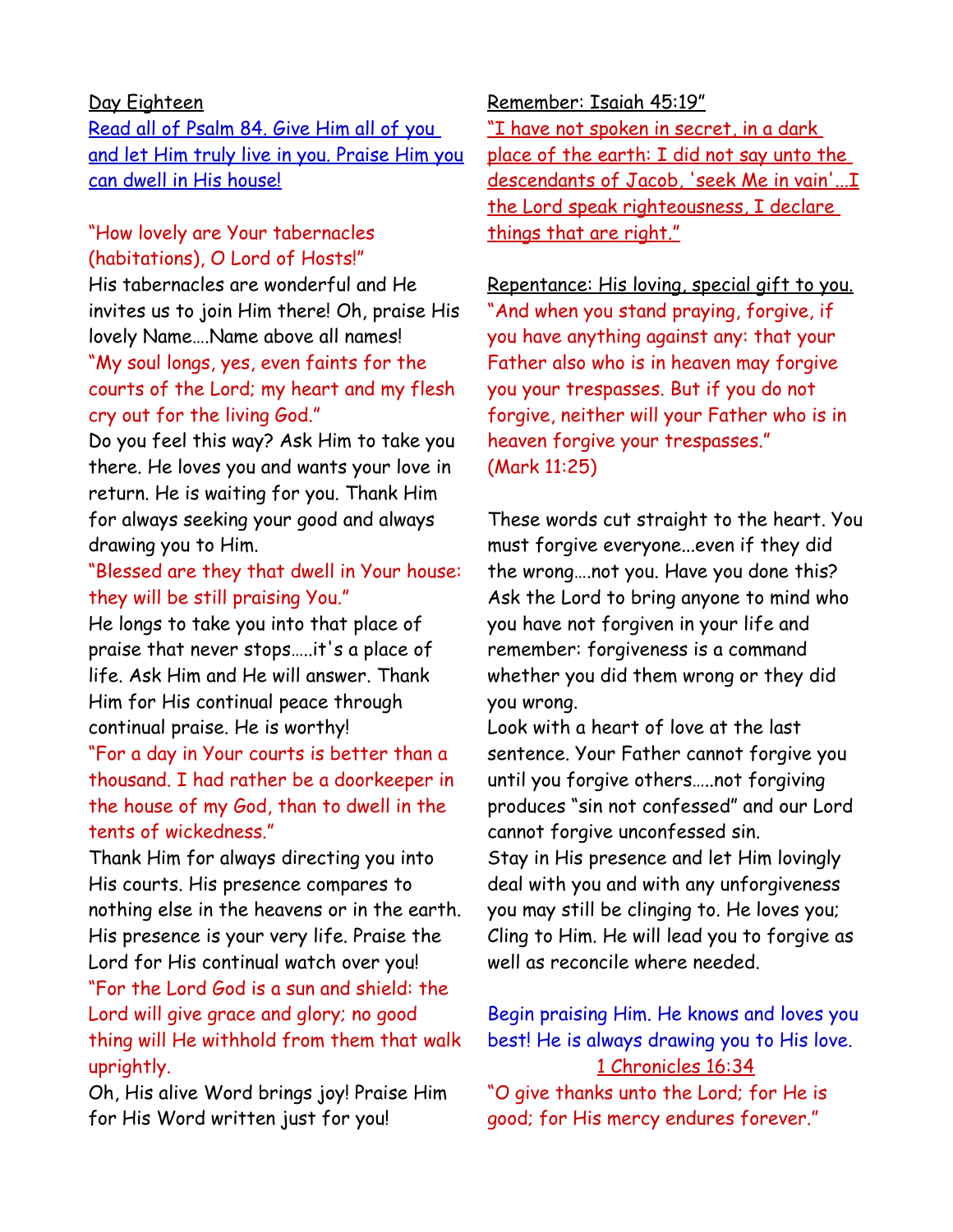Day Eighteen

Read all of Psalm 84. Give Him all of you and let Him truly live in you. Praise Him you can dwell in His house!

"How lovely are Your tabernacles (habitations), O Lord of Hosts!"

His tabernacles are wonderful and He invites us to join Him there! Oh, praise His lovely Name….Name above all names!

"My soul longs, yes, even faints for the courts of the Lord; my heart and my flesh cry out for the living God."

Do you feel this way? Ask Him to take you there. He loves you and wants your love in return. He is waiting for you. Thank Him for always seeking your good and always drawing you to Him.

"Blessed are they that dwell in Your house: they will be still praising You."

He longs to take you into that place of praise that never stops…..it's a place of life. Ask Him and He will answer. Thank Him for His continual peace through continual praise. He is worthy!

"For a day in Your courts is better than a thousand. I had rather be a doorkeeper in the house of my God, than to dwell in the tents of wickedness."

Thank Him for always directing you into His courts. His presence compares to nothing else in the heavens or in the earth. His presence is your very life. Praise the Lord for His continual watch over you!

"For the Lord God is a sun and shield: the Lord will give grace and glory; no good thing will He withhold from them that walk uprightly.

Oh, His alive Word brings joy! Praise Him for His Word written just for you!

Remember: Isaiah 45:19"

"I have not spoken in secret, in a dark place of the earth: I did not say unto the descendants of Jacob, 'seek Me in vain'…I the Lord speak righteousness, I declare things that are right."

Repentance: His loving, special gift to you.

"And when you stand praying, forgive, if you have anything against any: that your Father also who is in heaven may forgive you your trespasses. But if you do not forgive, neither will your Father who is in heaven forgive your trespasses." (Mark 11:25)

These words cut straight to the heart. You must forgive everyone…even if they did the wrong….not you. Have you done this? Ask the Lord to bring anyone to mind who you have not forgiven in your life and remember: forgiveness is a command whether you did them wrong or they did you wrong.

Look with a heart of love at the last sentence. Your Father cannot forgive you until you forgive others…..not forgiving produces "sin not confessed" and our Lord cannot forgive unconfessed sin.

Stay in His presence and let Him lovingly deal with you and with any unforgiveness you may still be clinging to. He loves you; Cling to Him. He will lead you to forgive as well as reconcile where needed.

Begin praising Him. He knows and loves you best! He is always drawing you to His love.

1 Chronicles 16:34

"O give thanks unto the Lord; for He is good; for His mercy endures forever."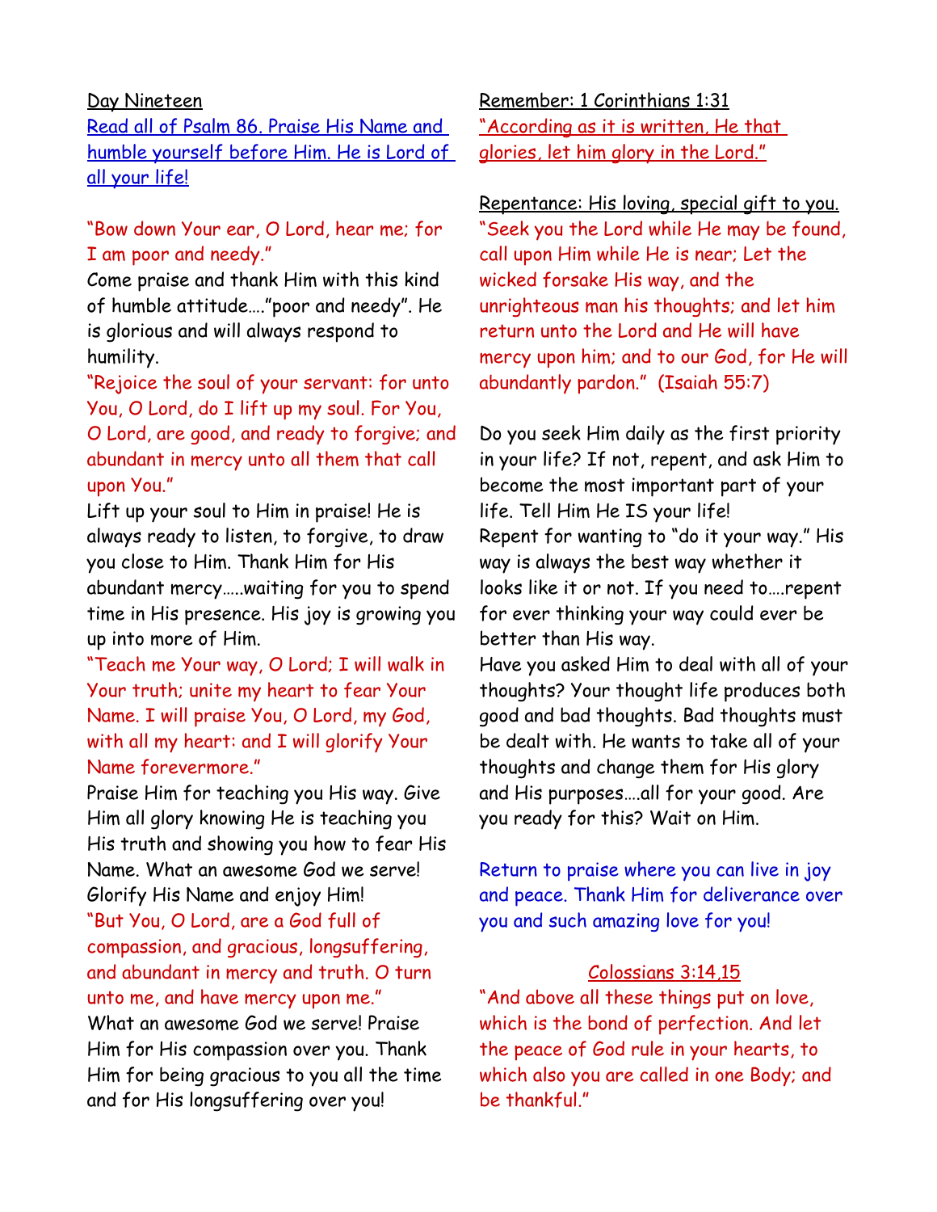Day Nineteen

Read all of Psalm 86. Praise His Name and humble yourself before Him. He is Lord of all your life!

"Bow down Your ear, O Lord, hear me; for I am poor and needy."

Come praise and thank Him with this kind of humble attitude…."poor and needy". He is glorious and will always respond to humility.

"Rejoice the soul of your servant: for unto You, O Lord, do I lift up my soul. For You, O Lord, are good, and ready to forgive; and abundant in mercy unto all them that call upon You."

Lift up your soul to Him in praise! He is always ready to listen, to forgive, to draw you close to Him. Thank Him for His abundant mercy…..waiting for you to spend time in His presence. His joy is growing you up into more of Him.

"Teach me Your way, O Lord; I will walk in Your truth; unite my heart to fear Your Name. I will praise You, O Lord, my God, with all my heart: and I will glorify Your Name forevermore."

Praise Him for teaching you His way. Give Him all glory knowing He is teaching you His truth and showing you how to fear His Name. What an awesome God we serve! Glorify His Name and enjoy Him!

"But You, O Lord, are a God full of compassion, and gracious, longsuffering, and abundant in mercy and truth. O turn unto me, and have mercy upon me."

What an awesome God we serve! Praise Him for His compassion over you. Thank Him for being gracious to you all the time and for His longsuffering over you!

Remember: 1 Corinthians 1:31

"According as it is written, He that glories, let him glory in the Lord."

Repentance: His loving, special gift to you.

"Seek you the Lord while He may be found, call upon Him while He is near; Let the wicked forsake His way, and the unrighteous man his thoughts; and let him return unto the Lord and He will have mercy upon him; and to our God, for He will abundantly pardon." (Isaiah 55:7)

Do you seek Him daily as the first priority in your life? If not, repent, and ask Him to become the most important part of your life. Tell Him He IS your life!

Repent for wanting to "do it your way." His way is always the best way whether it looks like it or not. If you need to….repent for ever thinking your way could ever be better than His way.

Have you asked Him to deal with all of your thoughts? Your thought life produces both good and bad thoughts. Bad thoughts must be dealt with. He wants to take all of your thoughts and change them for His glory and His purposes….all for your good. Are you ready for this? Wait on Him.

Return to praise where you can live in joy and peace. Thank Him for deliverance over you and such amazing love for you!

Colossians 3:14,15

"And above all these things put on love, which is the bond of perfection. And let the peace of God rule in your hearts, to which also you are called in one Body; and be thankful."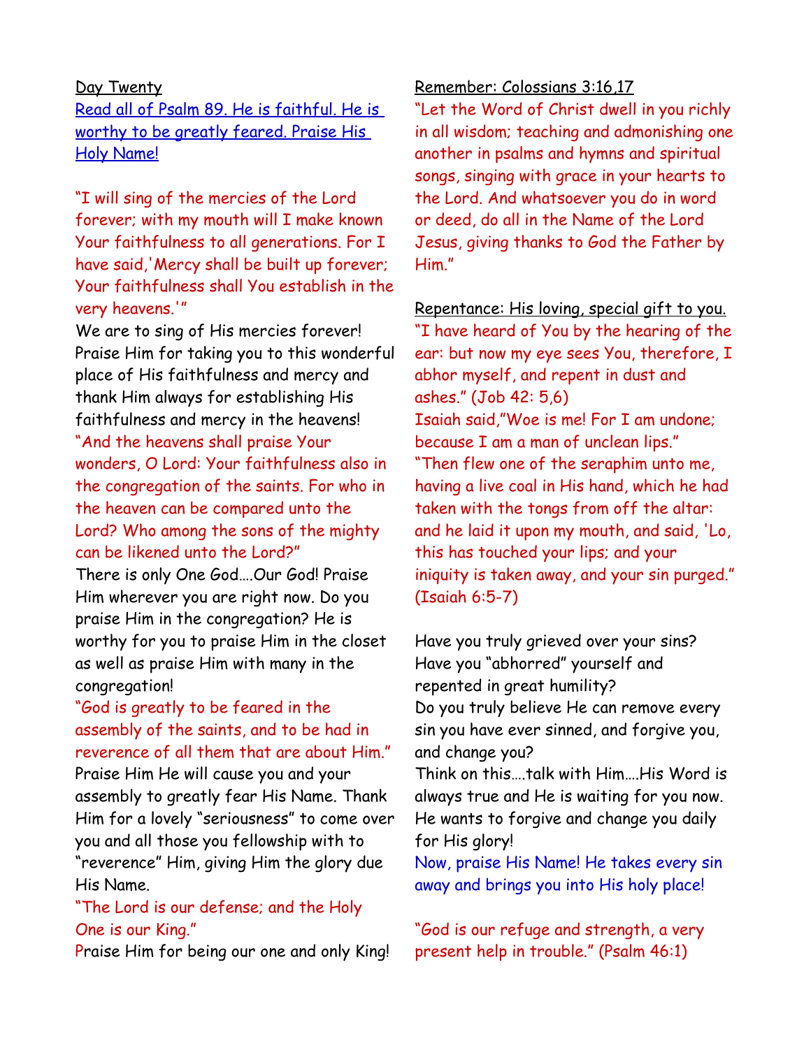Day Twenty

Read all of Psalm 89. He is faithful. He is worthy to be greatly feared. Praise His Holy Name!

"I will sing of the mercies of the Lord forever; with my mouth will I make known Your faithfulness to all generations. For I have said,'Mercy shall be built up forever; Your faithfulness shall You establish in the very heavens.'"

We are to sing of His mercies forever! Praise Him for taking you to this wonderful place of His faithfulness and mercy and thank Him always for establishing His faithfulness and mercy in the heavens!

"And the heavens shall praise Your wonders, O Lord: Your faithfulness also in the congregation of the saints. For who in the heaven can be compared unto the Lord? Who among the sons of the mighty can be likened unto the Lord?"

There is only One God….Our God! Praise Him wherever you are right now. Do you praise Him in the congregation? He is worthy for you to praise Him in the closet as well as praise Him with many in the congregation!

"God is greatly to be feared in the assembly of the saints, and to be had in reverence of all them that are about Him."

Praise Him He will cause you and your assembly to greatly fear His Name. Thank Him for a lovely "seriousness" to come over you and all those you fellowship with to "reverence" Him, giving Him the glory due His Name.

"The Lord is our defense; and the Holy One is our King."

Praise Him for being our one and only King!

Remember: Colossians 3:16,17

"Let the Word of Christ dwell in you richly in all wisdom; teaching and admonishing one another in psalms and hymns and spiritual songs, singing with grace in your hearts to the Lord. And whatsoever you do in word or deed, do all in the Name of the Lord Jesus, giving thanks to God the Father by Him."

Repentance: His loving, special gift to you.

"I have heard of You by the hearing of the ear: but now my eye sees You, therefore, I abhor myself, and repent in dust and ashes." (Job 42: 5,6)

Isaiah said,"Woe is me! For I am undone; because I am a man of unclean lips."

"Then flew one of the seraphim unto me, having a live coal in His hand, which he had taken with the tongs from off the altar: and he laid it upon my mouth, and said, 'Lo, this has touched your lips; and your iniquity is taken away, and your sin purged." (Isaiah 6:5-7)

Have you truly grieved over your sins? Have you "abhorred" yourself and repented in great humility?

Do you truly believe He can remove every sin you have ever sinned, and forgive you, and change you?

Think on this….talk with Him….His Word is always true and He is waiting for you now. He wants to forgive and change you daily for His glory!

Now, praise His Name! He takes every sin away and brings you into His holy place!

"God is our refuge and strength, a very present help in trouble." (Psalm 46:1)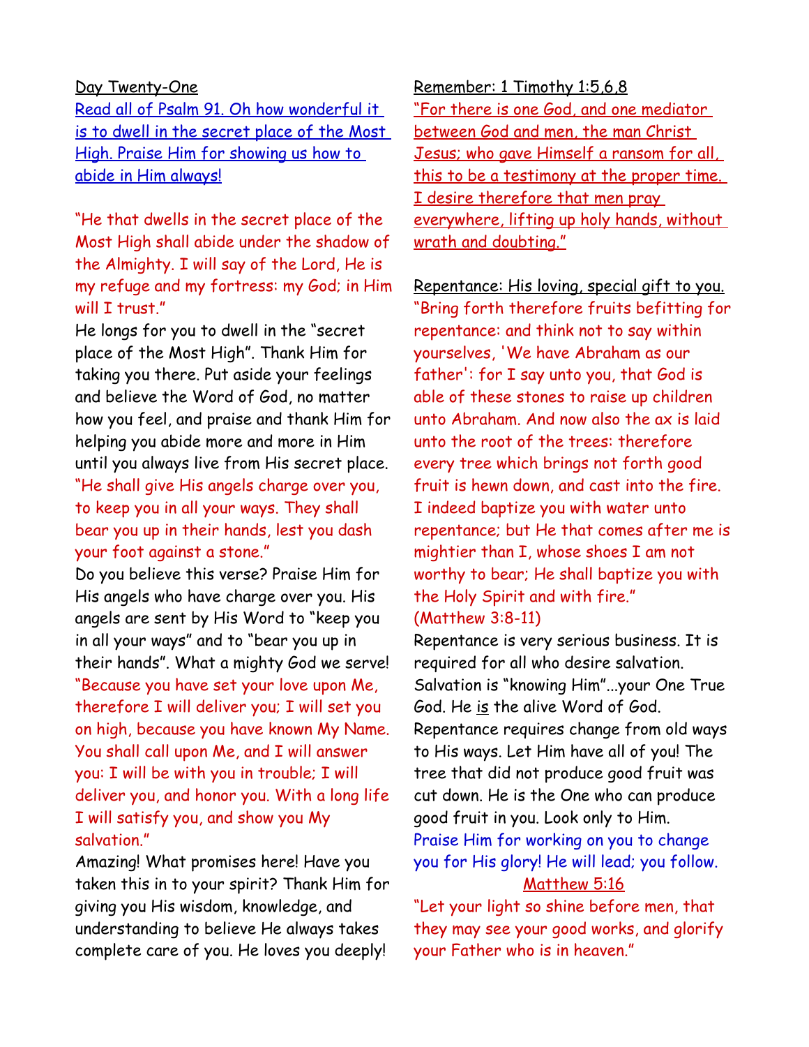Day Twenty-One

Read all of Psalm 91. Oh how wonderful it is to dwell in the secret place of the Most High. Praise Him for showing us how to abide in Him always!

"He that dwells in the secret place of the Most High shall abide under the shadow of the Almighty. I will say of the Lord, He is my refuge and my fortress: my God; in Him will I trust."

He longs for you to dwell in the "secret place of the Most High". Thank Him for taking you there. Put aside your feelings and believe the Word of God, no matter how you feel, and praise and thank Him for helping you abide more and more in Him until you always live from His secret place.

"He shall give His angels charge over you, to keep you in all your ways. They shall bear you up in their hands, lest you dash your foot against a stone."

Do you believe this verse? Praise Him for His angels who have charge over you. His angels are sent by His Word to "keep you in all your ways" and to "bear you up in their hands". What a mighty God we serve!

"Because you have set your love upon Me, therefore I will deliver you; I will set you on high, because you have known My Name. You shall call upon Me, and I will answer you: I will be with you in trouble; I will deliver you, and honor you. With a long life I will satisfy you, and show you My salvation."

Amazing! What promises here! Have you taken this in to your spirit? Thank Him for giving you His wisdom, knowledge, and understanding to believe He always takes complete care of you. He loves you deeply!

Remember: 1 Timothy 1:5,6,8

"For there is one God, and one mediator between God and men, the man Christ Jesus; who gave Himself a ransom for all, this to be a testimony at the proper time. I desire therefore that men pray everywhere, lifting up holy hands, without wrath and doubting."

Repentance: His loving, special gift to you.

"Bring forth therefore fruits befitting for repentance: and think not to say within yourselves, 'We have Abraham as our father': for I say unto you, that God is able of these stones to raise up children unto Abraham. And now also the ax is laid unto the root of the trees: therefore every tree which brings not forth good fruit is hewn down, and cast into the fire. I indeed baptize you with water unto repentance; but He that comes after me is mightier than I, whose shoes I am not worthy to bear; He shall baptize you with the Holy Spirit and with fire." (Matthew 3:8-11)

Repentance is very serious business. It is required for all who desire salvation. Salvation is "knowing Him"...your One True God. He *is* the alive Word of God. Repentance requires change from old ways to His ways. Let Him have all of you! The tree that did not produce good fruit was cut down. He is the One who can produce good fruit in you. Look only to Him.

Praise Him for working on you to change you for His glory! He will lead; you follow.

Matthew 5:16

"Let your light so shine before men, that they may see your good works, and glorify your Father who is in heaven."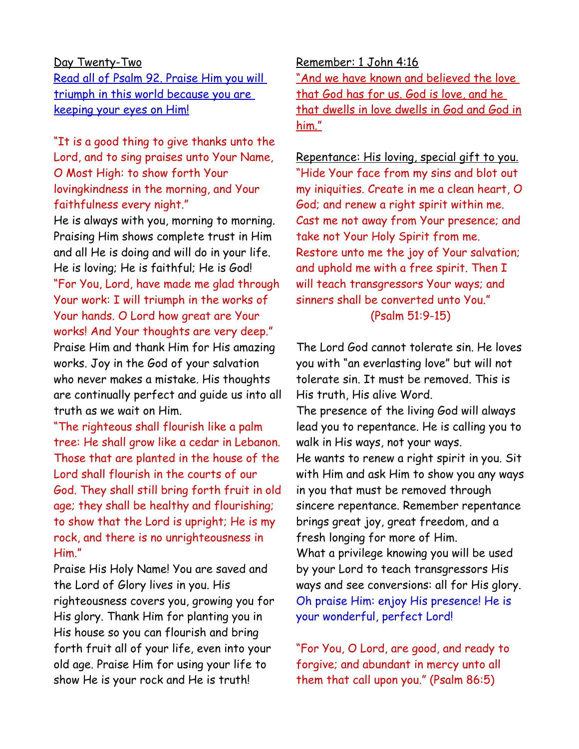Day Twenty-Two

Read all of Psalm 92. Praise Him you will triumph in this world because you are keeping your eyes on Him!

"It is a good thing to give thanks unto the Lord, and to sing praises unto Your Name, O Most High: to show forth Your lovingkindness in the morning, and Your faithfulness every night."

He is always with you, morning to morning. Praising Him shows complete trust in Him and all He is doing and will do in your life. He is loving; He is faithful; He is God!

"For You, Lord, have made me glad through Your work: I will triumph in the works of Your hands. O Lord how great are Your works! And Your thoughts are very deep."

Praise Him and thank Him for His amazing works. Joy in the God of your salvation who never makes a mistake. His thoughts are continually perfect and guide us into all truth as we wait on Him.

"The righteous shall flourish like a palm tree: He shall grow like a cedar in Lebanon. Those that are planted in the house of the Lord shall flourish in the courts of our God. They shall still bring forth fruit in old age; they shall be healthy and flourishing; to show that the Lord is upright; He is my rock, and there is no unrighteousness in Him."

Praise His Holy Name! You are saved and the Lord of Glory lives in you. His righteousness covers you, growing you for His glory. Thank Him for planting you in His house so you can flourish and bring forth fruit all of your life, even into your old age. Praise Him for using your life to show He is your rock and He is truth!

Remember: 1 John 4:16

"And we have known and believed the love that God has for us. God is love, and he that dwells in love dwells in God and God in him."

Repentance: His loving, special gift to you.

"Hide Your face from my sins and blot out my iniquities. Create in me a clean heart, O God; and renew a right spirit within me. Cast me not away from Your presence; and take not Your Holy Spirit from me. Restore unto me the joy of Your salvation; and uphold me with a free spirit. Then I will teach transgressors Your ways; and sinners shall be converted unto You." (Psalm 51:9-15)

The Lord God cannot tolerate sin. He loves you with "an everlasting love" but will not tolerate sin. It must be removed. This is His truth, His alive Word.

The presence of the living God will always lead you to repentance. He is calling you to walk in His ways, not your ways.

He wants to renew a right spirit in you. Sit with Him and ask Him to show you any ways in you that must be removed through sincere repentance. Remember repentance brings great joy, great freedom, and a fresh longing for more of Him.

What a privilege knowing you will be used by your Lord to teach transgressors His ways and see conversions: all for His glory.

Oh praise Him: enjoy His presence! He is your wonderful, perfect Lord!

"For You, O Lord, are good, and ready to forgive; and abundant in mercy unto all them that call upon you." (Psalm 86:5)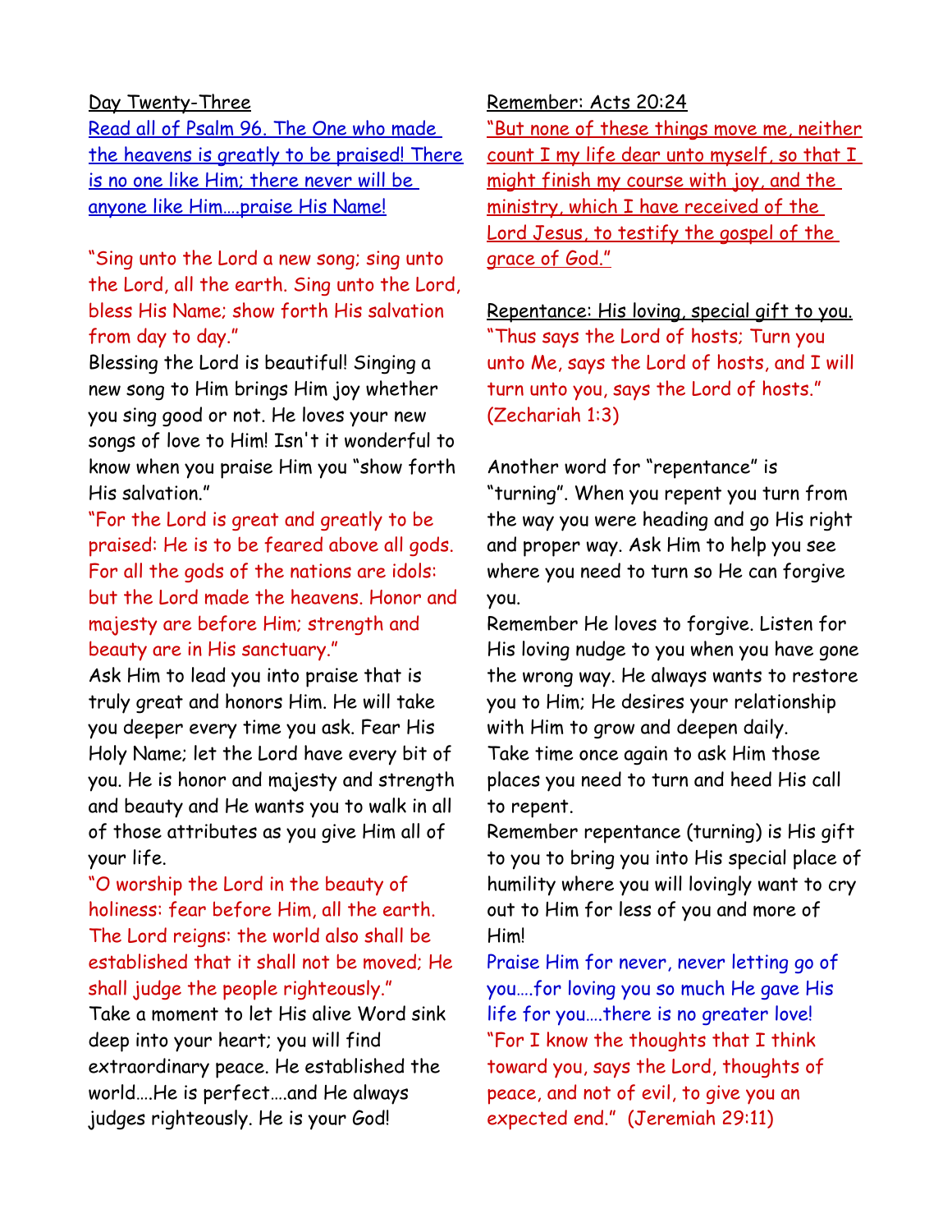Day Twenty-Three

Read all of Psalm 96. The One who made the heavens is greatly to be praised! There is no one like Him; there never will be anyone like Him….praise His Name!

"Sing unto the Lord a new song; sing unto the Lord, all the earth. Sing unto the Lord, bless His Name; show forth His salvation from day to day."

Blessing the Lord is beautiful! Singing a new song to Him brings Him joy whether you sing good or not. He loves your new songs of love to Him! Isn't it wonderful to know when you praise Him you "show forth His salvation."

"For the Lord is great and greatly to be praised: He is to be feared above all gods. For all the gods of the nations are idols: but the Lord made the heavens. Honor and majesty are before Him; strength and beauty are in His sanctuary."

Ask Him to lead you into praise that is truly great and honors Him. He will take you deeper every time you ask. Fear His Holy Name; let the Lord have every bit of you. He is honor and majesty and strength and beauty and He wants you to walk in all of those attributes as you give Him all of your life.

"O worship the Lord in the beauty of holiness: fear before Him, all the earth. The Lord reigns: the world also shall be established that it shall not be moved; He shall judge the people righteously."

Take a moment to let His alive Word sink deep into your heart; you will find extraordinary peace. He established the world….He is perfect….and He always judges righteously. He is your God!

Remember: Acts 20:24

"But none of these things move me, neither count I my life dear unto myself, so that I might finish my course with joy, and the ministry, which I have received of the Lord Jesus, to testify the gospel of the grace of God."

Repentance: His loving, special gift to you.

"Thus says the Lord of hosts; Turn you unto Me, says the Lord of hosts, and I will turn unto you, says the Lord of hosts." (Zechariah 1:3)

Another word for "repentance" is "turning". When you repent you turn from the way you were heading and go His right and proper way. Ask Him to help you see where you need to turn so He can forgive you.

Remember He loves to forgive. Listen for His loving nudge to you when you have gone the wrong way. He always wants to restore you to Him; He desires your relationship with Him to grow and deepen daily.

Take time once again to ask Him those places you need to turn and heed His call to repent.

Remember repentance (turning) is His gift to you to bring you into His special place of humility where you will lovingly want to cry out to Him for less of you and more of Him!

Praise Him for never, never letting go of you….for loving you so much He gave His life for you….there is no greater love!

"For I know the thoughts that I think toward you, says the Lord, thoughts of peace, and not of evil, to give you an expected end." (Jeremiah 29:11)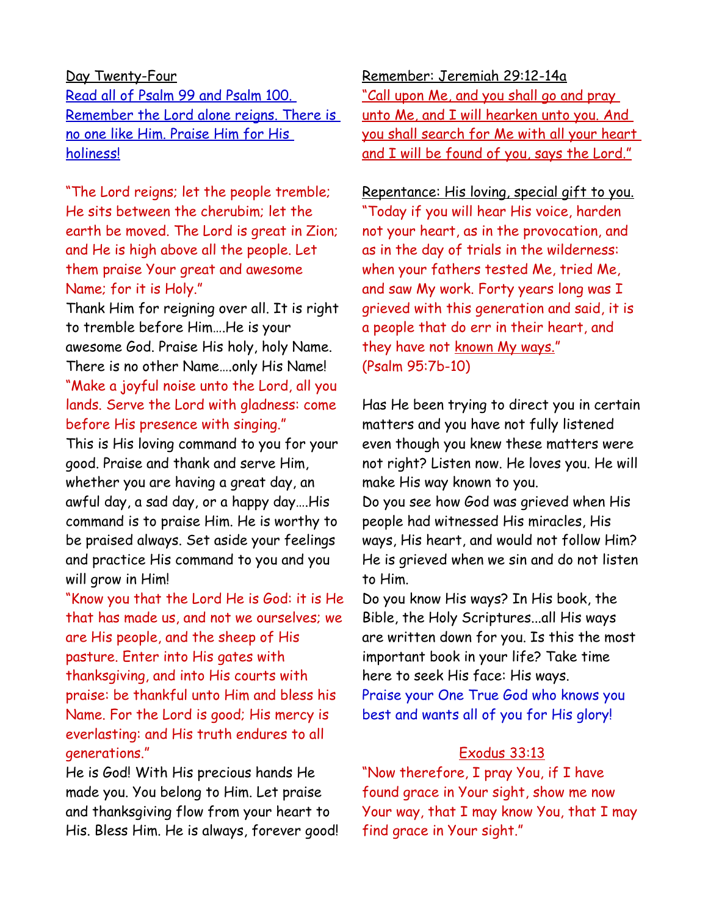Day Twenty-Four

Read all of Psalm 99 and Psalm 100. Remember the Lord alone reigns. There is no one like Him. Praise Him for His holiness!

"The Lord reigns; let the people tremble; He sits between the cherubim; let the earth be moved. The Lord is great in Zion; and He is high above all the people. Let them praise Your great and awesome Name; for it is Holy."

Thank Him for reigning over all. It is right to tremble before Him….He is your awesome God. Praise His holy, holy Name. There is no other Name….only His Name!

"Make a joyful noise unto the Lord, all you lands. Serve the Lord with gladness: come before His presence with singing."

This is His loving command to you for your good. Praise and thank and serve Him, whether you are having a great day, an awful day, a sad day, or a happy day….His command is to praise Him. He is worthy to be praised always. Set aside your feelings and practice His command to you and you will grow in Him!

"Know you that the Lord He is God: it is He that has made us, and not we ourselves; we are His people, and the sheep of His pasture. Enter into His gates with thanksgiving, and into His courts with praise: be thankful unto Him and bless his Name. For the Lord is good; His mercy is everlasting: and His truth endures to all generations."

He is God! With His precious hands He made you. You belong to Him. Let praise and thanksgiving flow from your heart to His. Bless Him. He is always, forever good!

Remember: Jeremiah 29:12-14a

"Call upon Me, and you shall go and pray unto Me, and I will hearken unto you. And you shall search for Me with all your heart and I will be found of you, says the Lord."

Repentance: His loving, special gift to you.

"Today if you will hear His voice, harden not your heart, as in the provocation, and as in the day of trials in the wilderness: when your fathers tested Me, tried Me, and saw My work. Forty years long was I grieved with this generation and said, it is a people that do err in their heart, and they have not known My ways." (Psalm 95:7b-10)

Has He been trying to direct you in certain matters and you have not fully listened even though you knew these matters were not right? Listen now. He loves you. He will make His way known to you.

Do you see how God was grieved when His people had witnessed His miracles, His ways, His heart, and would not follow Him? He is grieved when we sin and do not listen to Him.

Do you know His ways? In His book, the Bible, the Holy Scriptures...all His ways are written down for you. Is this the most important book in your life? Take time here to seek His face: His ways.

Praise your One True God who knows you best and wants all of you for His glory!

Exodus 33:13

"Now therefore, I pray You, if I have found grace in Your sight, show me now Your way, that I may know You, that I may find grace in Your sight."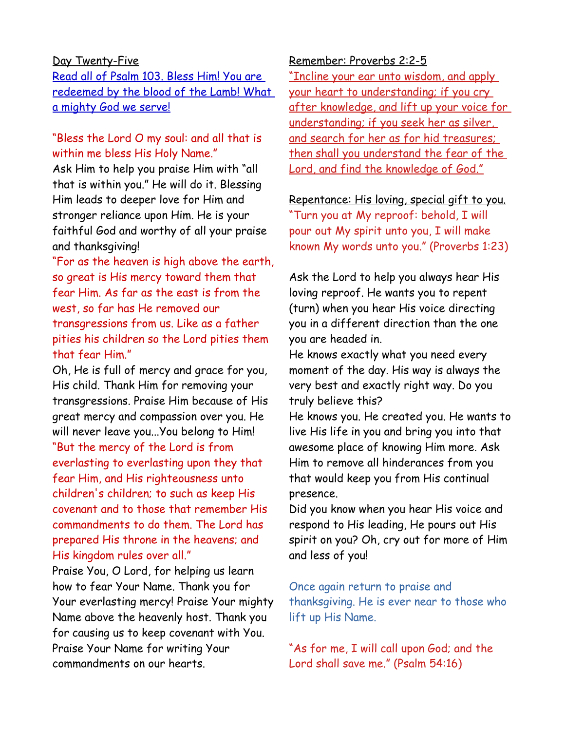Day Twenty-Five

Read all of Psalm 103. Bless Him! You are redeemed by the blood of the Lamb! What a mighty God we serve!

"Bless the Lord O my soul: and all that is within me bless His Holy Name."

Ask Him to help you praise Him with "all that is within you." He will do it. Blessing Him leads to deeper love for Him and stronger reliance upon Him. He is your faithful God and worthy of all your praise and thanksgiving!

"For as the heaven is high above the earth, so great is His mercy toward them that fear Him. As far as the east is from the west, so far has He removed our transgressions from us. Like as a father pities his children so the Lord pities them that fear Him."

Oh, He is full of mercy and grace for you, His child. Thank Him for removing your transgressions. Praise Him because of His great mercy and compassion over you. He will never leave you...You belong to Him!

"But the mercy of the Lord is from everlasting to everlasting upon they that fear Him, and His righteousness unto children's children; to such as keep His covenant and to those that remember His commandments to do them. The Lord has prepared His throne in the heavens; and His kingdom rules over all."

Praise You, O Lord, for helping us learn how to fear Your Name. Thank you for Your everlasting mercy! Praise Your mighty Name above the heavenly host. Thank you for causing us to keep covenant with You. Praise Your Name for writing Your commandments on our hearts.

Remember: Proverbs 2:2-5

"Incline your ear unto wisdom, and apply your heart to understanding; if you cry after knowledge, and lift up your voice for understanding; if you seek her as silver, and search for her as for hid treasures; then shall you understand the fear of the Lord, and find the knowledge of God."

Repentance: His loving, special gift to you.

"Turn you at My reproof: behold, I will pour out My spirit unto you, I will make known My words unto you." (Proverbs 1:23)

Ask the Lord to help you always hear His loving reproof. He wants you to repent (turn) when you hear His voice directing you in a different direction than the one you are headed in.

He knows exactly what you need every moment of the day. His way is always the very best and exactly right way. Do you truly believe this?

He knows you. He created you. He wants to live His life in you and bring you into that awesome place of knowing Him more. Ask Him to remove all hinderances from you that would keep you from His continual presence.

Did you know when you hear His voice and respond to His leading, He pours out His spirit on you? Oh, cry out for more of Him and less of you!

Once again return to praise and thanksgiving. He is ever near to those who lift up His Name.

"As for me, I will call upon God; and the Lord shall save me." (Psalm 54:16)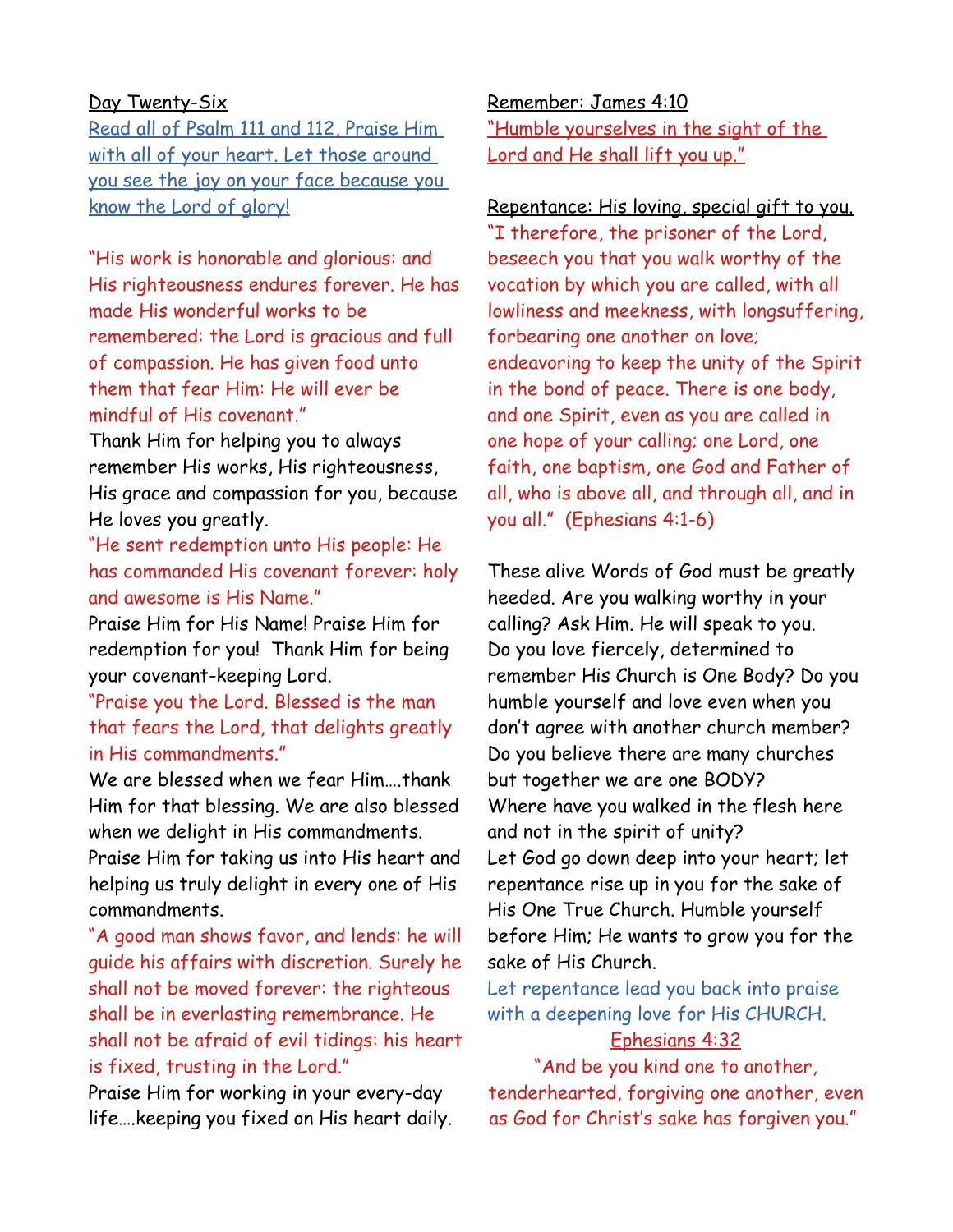Day Twenty-Six

Read all of Psalm 111 and 112, Praise Him with all of your heart. Let those around you see the joy on your face because you know the Lord of glory!

"His work is honorable and glorious: and His righteousness endures forever. He has made His wonderful works to be remembered: the Lord is gracious and full of compassion. He has given food unto them that fear Him: He will ever be mindful of His covenant."

Thank Him for helping you to always remember His works, His righteousness, His grace and compassion for you, because He loves you greatly.

"He sent redemption unto His people: He has commanded His covenant forever: holy and awesome is His Name."

Praise Him for His Name! Praise Him for redemption for you! Thank Him for being your covenant-keeping Lord.

"Praise you the Lord. Blessed is the man that fears the Lord, that delights greatly in His commandments."

We are blessed when we fear Him….thank Him for that blessing. We are also blessed when we delight in His commandments. Praise Him for taking us into His heart and helping us truly delight in every one of His commandments.

"A good man shows favor, and lends: he will guide his affairs with discretion. Surely he shall not be moved forever: the righteous shall be in everlasting remembrance. He shall not be afraid of evil tidings: his heart is fixed, trusting in the Lord."

Praise Him for working in your every-day life….keeping you fixed on His heart daily.

Remember: James 4:10

"Humble yourselves in the sight of the Lord and He shall lift you up."

Repentance: His loving, special gift to you.

"I therefore, the prisoner of the Lord, beseech you that you walk worthy of the vocation by which you are called, with all lowliness and meekness, with longsuffering, forbearing one another on love; endeavoring to keep the unity of the Spirit in the bond of peace. There is one body, and one Spirit, even as you are called in one hope of your calling; one Lord, one faith, one baptism, one God and Father of all, who is above all, and through all, and in you all." (Ephesians 4:1-6)

These alive Words of God must be greatly heeded. Are you walking worthy in your calling? Ask Him. He will speak to you. Do you love fiercely, determined to remember His Church is One Body? Do you humble yourself and love even when you don't agree with another church member? Do you believe there are many churches but together we are one BODY? Where have you walked in the flesh here and not in the spirit of unity? Let God go down deep into your heart; let repentance rise up in you for the sake of His One True Church. Humble yourself before Him; He wants to grow you for the sake of His Church.

Let repentance lead you back into praise with a deepening love for His CHURCH.

Ephesians 4:32

"And be you kind one to another, tenderhearted, forgiving one another, even as God for Christ's sake has forgiven you."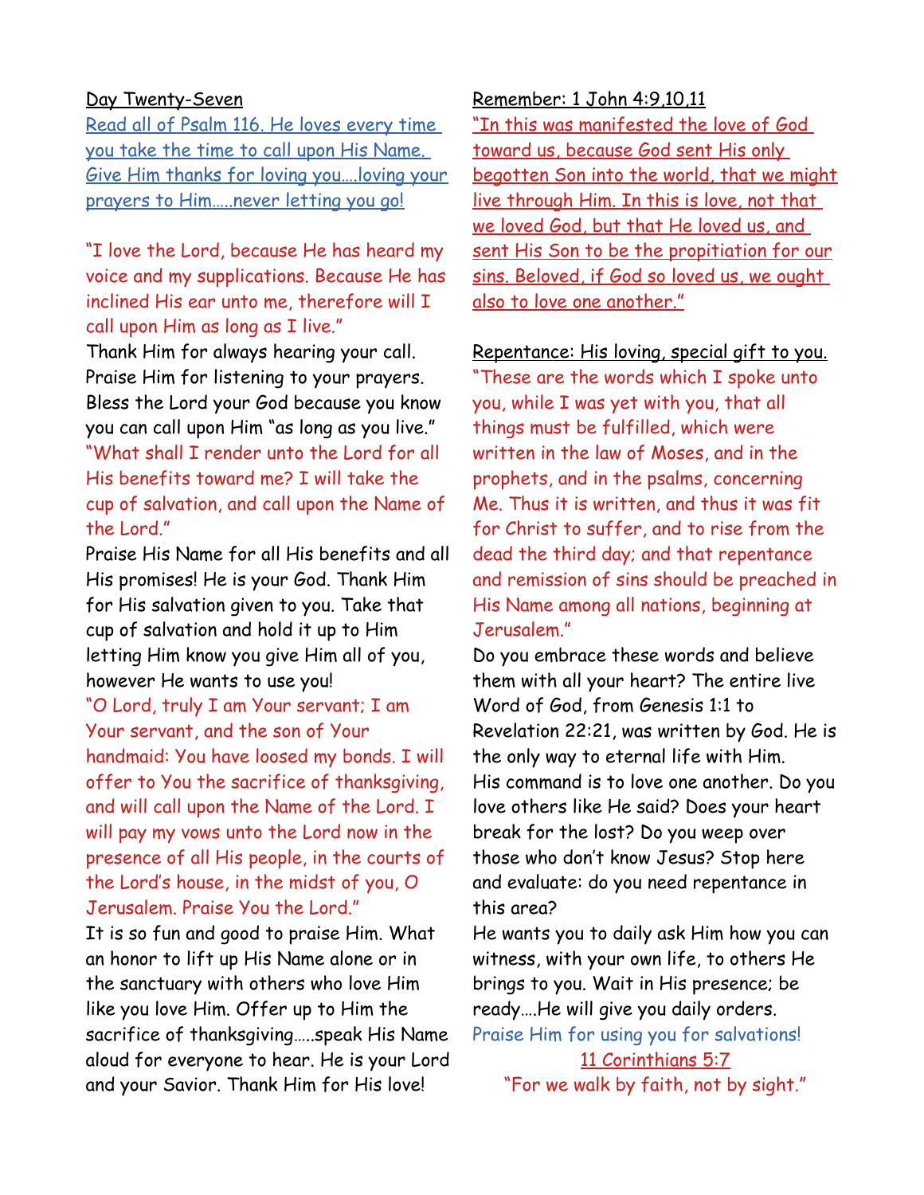Day Twenty-Seven

Read all of Psalm 116. He loves every time you take the time to call upon His Name. Give Him thanks for loving you….loving your prayers to Him…..never letting you go!

"I love the Lord, because He has heard my voice and my supplications. Because He has inclined His ear unto me, therefore will I call upon Him as long as I live."

Thank Him for always hearing your call. Praise Him for listening to your prayers. Bless the Lord your God because you know you can call upon Him "as long as you live."

"What shall I render unto the Lord for all His benefits toward me? I will take the cup of salvation, and call upon the Name of the Lord."

Praise His Name for all His benefits and all His promises! He is your God. Thank Him for His salvation given to you. Take that cup of salvation and hold it up to Him letting Him know you give Him all of you, however He wants to use you!

"O Lord, truly I am Your servant; I am Your servant, and the son of Your handmaid: You have loosed my bonds. I will offer to You the sacrifice of thanksgiving, and will call upon the Name of the Lord. I will pay my vows unto the Lord now in the presence of all His people, in the courts of the Lord's house, in the midst of you, O Jerusalem. Praise You the Lord."

It is so fun and good to praise Him. What an honor to lift up His Name alone or in the sanctuary with others who love Him like you love Him. Offer up to Him the sacrifice of thanksgiving…..speak His Name aloud for everyone to hear. He is your Lord and your Savior. Thank Him for His love!

Remember: 1 John 4:9,10,11

"In this was manifested the love of God toward us, because God sent His only begotten Son into the world, that we might live through Him. In this is love, not that we loved God, but that He loved us, and sent His Son to be the propitiation for our sins. Beloved, if God so loved us, we ought also to love one another."

Repentance: His loving, special gift to you.

"These are the words which I spoke unto you, while I was yet with you, that all things must be fulfilled, which were written in the law of Moses, and in the prophets, and in the psalms, concerning Me. Thus it is written, and thus it was fit for Christ to suffer, and to rise from the dead the third day; and that repentance and remission of sins should be preached in His Name among all nations, beginning at Jerusalem."

Do you embrace these words and believe them with all your heart? The entire live Word of God, from Genesis 1:1 to Revelation 22:21, was written by God. He is the only way to eternal life with Him. His command is to love one another. Do you love others like He said? Does your heart break for the lost? Do you weep over those who don't know Jesus? Stop here and evaluate: do you need repentance in this area?

He wants you to daily ask Him how you can witness, with your own life, to others He brings to you. Wait in His presence; be ready….He will give you daily orders.

Praise Him for using you for salvations!

11 Corinthians 5:7

"For we walk by faith, not by sight."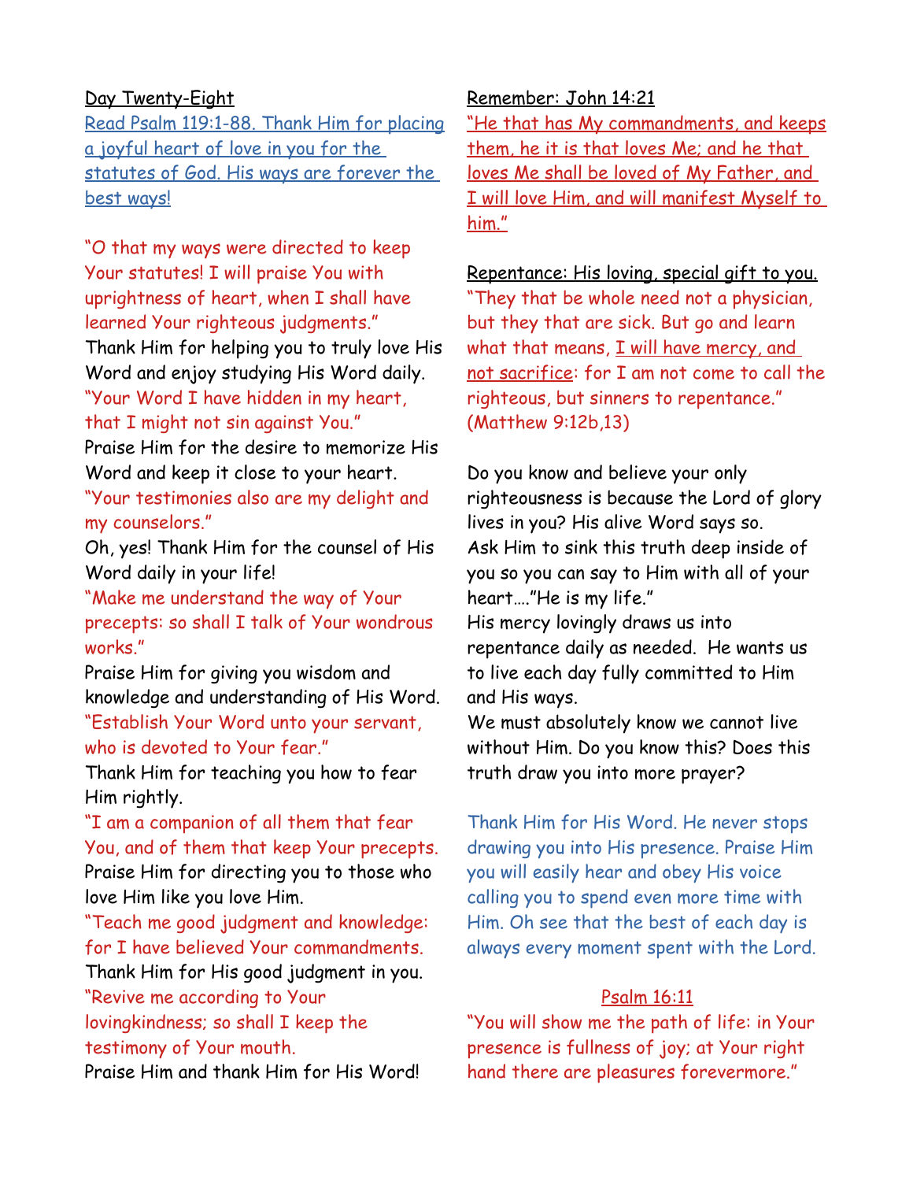Day Twenty-Eight

Read Psalm 119:1-88. Thank Him for placing a joyful heart of love in you for the statutes of God. His ways are forever the best ways!

"O that my ways were directed to keep Your statutes! I will praise You with uprightness of heart, when I shall have learned Your righteous judgments."

Thank Him for helping you to truly love His Word and enjoy studying His Word daily.

"Your Word I have hidden in my heart, that I might not sin against You."

Praise Him for the desire to memorize His Word and keep it close to your heart.

"Your testimonies also are my delight and my counselors."

Oh, yes! Thank Him for the counsel of His Word daily in your life!

"Make me understand the way of Your precepts: so shall I talk of Your wondrous works."

Praise Him for giving you wisdom and knowledge and understanding of His Word.

"Establish Your Word unto your servant, who is devoted to Your fear."

Thank Him for teaching you how to fear Him rightly.

"I am a companion of all them that fear You, and of them that keep Your precepts.

Praise Him for directing you to those who love Him like you love Him.

"Teach me good judgment and knowledge: for I have believed Your commandments.

Thank Him for His good judgment in you.

"Revive me according to Your lovingkindness; so shall I keep the testimony of Your mouth.

Praise Him and thank Him for His Word!

Remember: John 14:21

"He that has My commandments, and keeps them, he it is that loves Me; and he that loves Me shall be loved of My Father, and I will love Him, and will manifest Myself to him."

Repentance: His loving, special gift to you.

"They that be whole need not a physician, but they that are sick. But go and learn what that means, I will have mercy, and not sacrifice: for I am not come to call the righteous, but sinners to repentance." (Matthew 9:12b,13)

Do you know and believe your only righteousness is because the Lord of glory lives in you? His alive Word says so. Ask Him to sink this truth deep inside of you so you can say to Him with all of your heart…."He is my life."

His mercy lovingly draws us into repentance daily as needed. He wants us to live each day fully committed to Him and His ways.

We must absolutely know we cannot live without Him. Do you know this? Does this truth draw you into more prayer?

Thank Him for His Word. He never stops drawing you into His presence. Praise Him you will easily hear and obey His voice calling you to spend even more time with Him. Oh see that the best of each day is always every moment spent with the Lord.

Psalm 16:11

"You will show me the path of life: in Your presence is fullness of joy; at Your right hand there are pleasures forevermore."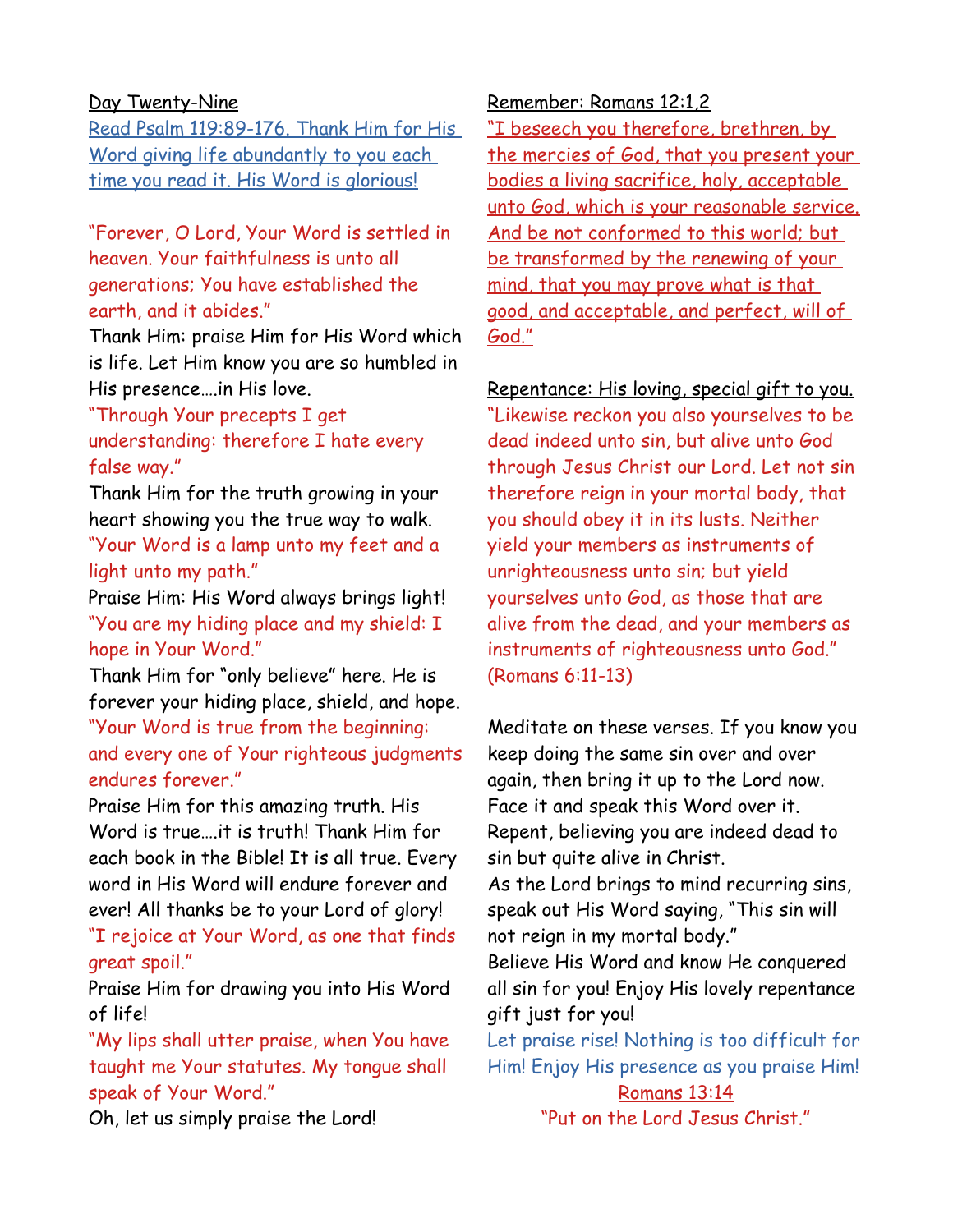Day Twenty-Nine

Read Psalm 119:89-176. Thank Him for His Word giving life abundantly to you each time you read it. His Word is glorious!

"Forever, O Lord, Your Word is settled in heaven. Your faithfulness is unto all generations; You have established the earth, and it abides."

Thank Him: praise Him for His Word which is life. Let Him know you are so humbled in His presence….in His love.

"Through Your precepts I get understanding: therefore I hate every false way."

Thank Him for the truth growing in your heart showing you the true way to walk.

"Your Word is a lamp unto my feet and a light unto my path."

Praise Him: His Word always brings light!

"You are my hiding place and my shield: I hope in Your Word."

Thank Him for "only believe" here. He is forever your hiding place, shield, and hope.

"Your Word is true from the beginning: and every one of Your righteous judgments endures forever."

Praise Him for this amazing truth. His Word is true….it is truth! Thank Him for each book in the Bible! It is all true. Every word in His Word will endure forever and ever! All thanks be to your Lord of glory!

"I rejoice at Your Word, as one that finds great spoil."

Praise Him for drawing you into His Word of life!

"My lips shall utter praise, when You have taught me Your statutes. My tongue shall speak of Your Word."

Oh, let us simply praise the Lord!

Remember: Romans 12:1,2

"I beseech you therefore, brethren, by the mercies of God, that you present your bodies a living sacrifice, holy, acceptable unto God, which is your reasonable service. And be not conformed to this world; but be transformed by the renewing of your mind, that you may prove what is that good, and acceptable, and perfect, will of God."

Repentance: His loving, special gift to you.

"Likewise reckon you also yourselves to be dead indeed unto sin, but alive unto God through Jesus Christ our Lord. Let not sin therefore reign in your mortal body, that you should obey it in its lusts. Neither yield your members as instruments of unrighteousness unto sin; but yield yourselves unto God, as those that are alive from the dead, and your members as instruments of righteousness unto God." (Romans 6:11-13)

Meditate on these verses. If you know you keep doing the same sin over and over again, then bring it up to the Lord now. Face it and speak this Word over it. Repent, believing you are indeed dead to sin but quite alive in Christ.

As the Lord brings to mind recurring sins, speak out His Word saying, "This sin will not reign in my mortal body."

Believe His Word and know He conquered all sin for you! Enjoy His lovely repentance gift just for you!

Let praise rise! Nothing is too difficult for Him! Enjoy His presence as you praise Him!

Romans 13:14

"Put on the Lord Jesus Christ."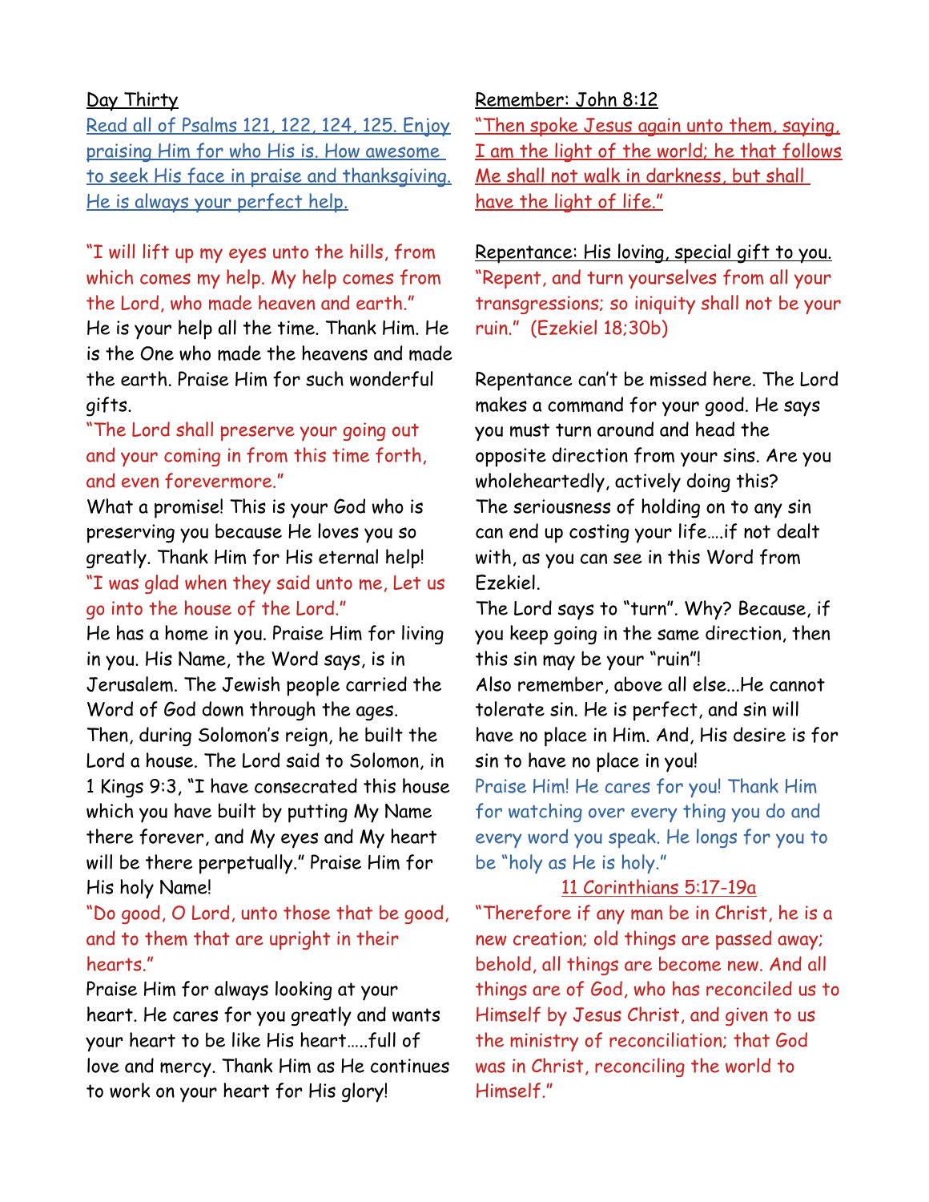Day Thirty

Read all of Psalms 121, 122, 124, 125. Enjoy praising Him for who His is. How awesome to seek His face in praise and thanksgiving. He is always your perfect help.

"I will lift up my eyes unto the hills, from which comes my help. My help comes from the Lord, who made heaven and earth."
He is your help all the time. Thank Him. He is the One who made the heavens and made the earth. Praise Him for such wonderful gifts.

"The Lord shall preserve your going out and your coming in from this time forth, and even forevermore."
What a promise! This is your God who is preserving you because He loves you so greatly. Thank Him for His eternal help!

"I was glad when they said unto me, Let us go into the house of the Lord."
He has a home in you. Praise Him for living in you. His Name, the Word says, is in Jerusalem. The Jewish people carried the Word of God down through the ages. Then, during Solomon's reign, he built the Lord a house. The Lord said to Solomon, in 1 Kings 9:3, "I have consecrated this house which you have built by putting My Name there forever, and My eyes and My heart will be there perpetually." Praise Him for His holy Name!

"Do good, O Lord, unto those that be good, and to them that are upright in their hearts."
Praise Him for always looking at your heart. He cares for you greatly and wants your heart to be like His heart.....full of love and mercy. Thank Him as He continues to work on your heart for His glory!

Remember: John 8:12

"Then spoke Jesus again unto them, saying, I am the light of the world; he that follows Me shall not walk in darkness, but shall have the light of life."

Repentance: His loving, special gift to you.

"Repent, and turn yourselves from all your transgressions; so iniquity shall not be your ruin." (Ezekiel 18;30b)

Repentance can't be missed here. The Lord makes a command for your good. He says you must turn around and head the opposite direction from your sins. Are you wholeheartedly, actively doing this?
The seriousness of holding on to any sin can end up costing your life....if not dealt with, as you can see in this Word from Ezekiel.
The Lord says to "turn". Why? Because, if you keep going in the same direction, then this sin may be your "ruin"!
Also remember, above all else...He cannot tolerate sin. He is perfect, and sin will have no place in Him. And, His desire is for sin to have no place in you!
Praise Him! He cares for you! Thank Him for watching over every thing you do and every word you speak. He longs for you to be "holy as He is holy."

11 Corinthians 5:17-19a

"Therefore if any man be in Christ, he is a new creation; old things are passed away; behold, all things are become new. And all things are of God, who has reconciled us to Himself by Jesus Christ, and given to us the ministry of reconciliation; that God was in Christ, reconciling the world to Himself."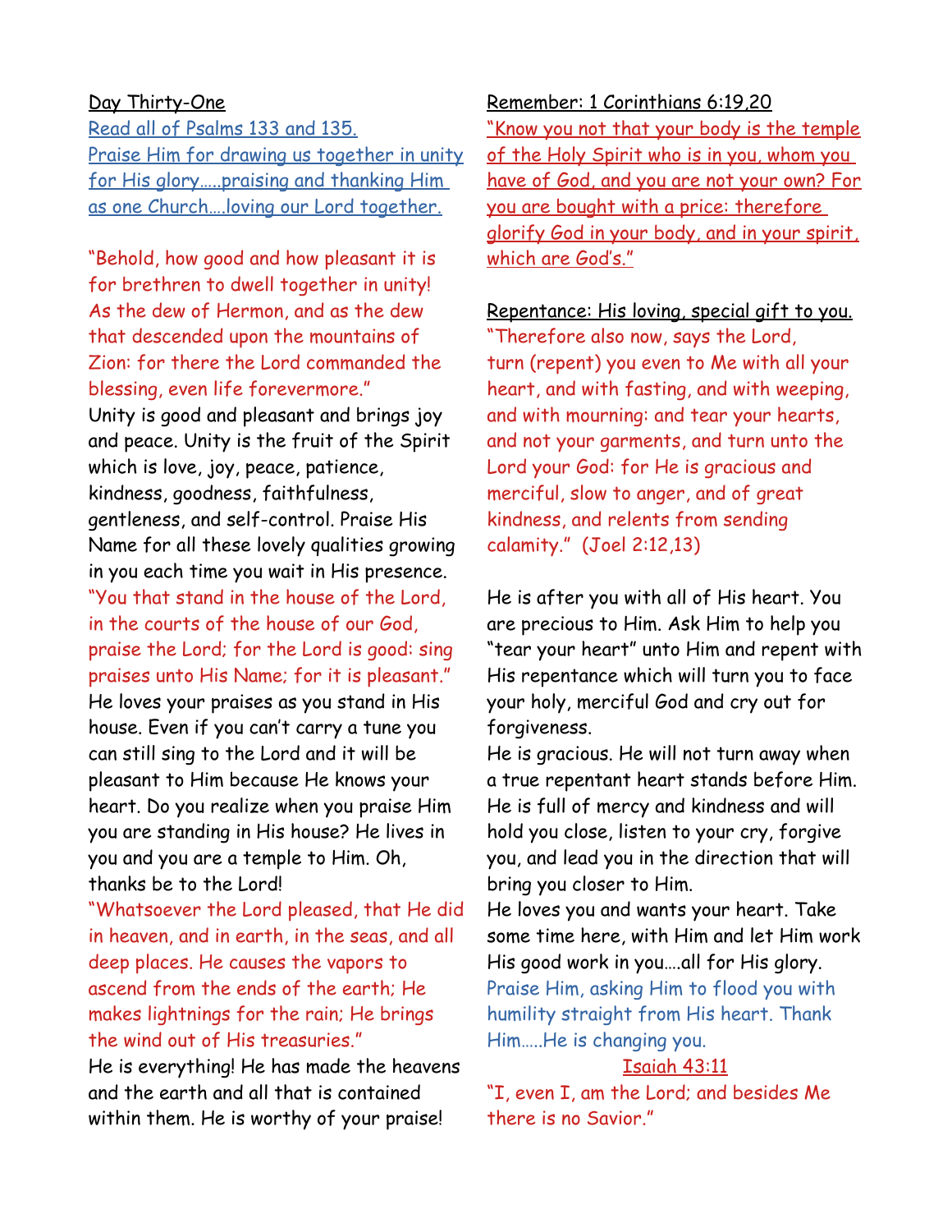Day Thirty-One

Read all of Psalms 133 and 135.
Praise Him for drawing us together in unity for His glory…..praising and thanking Him as one Church….loving our Lord together.

"Behold, how good and how pleasant it is for brethren to dwell together in unity! As the dew of Hermon, and as the dew that descended upon the mountains of Zion: for there the Lord commanded the blessing, even life forevermore."

Unity is good and pleasant and brings joy and peace. Unity is the fruit of the Spirit which is love, joy, peace, patience, kindness, goodness, faithfulness, gentleness, and self-control. Praise His Name for all these lovely qualities growing in you each time you wait in His presence.

"You that stand in the house of the Lord, in the courts of the house of our God, praise the Lord; for the Lord is good: sing praises unto His Name; for it is pleasant."

He loves your praises as you stand in His house. Even if you can't carry a tune you can still sing to the Lord and it will be pleasant to Him because He knows your heart. Do you realize when you praise Him you are standing in His house? He lives in you and you are a temple to Him. Oh, thanks be to the Lord!

"Whatsoever the Lord pleased, that He did in heaven, and in earth, in the seas, and all deep places. He causes the vapors to ascend from the ends of the earth; He makes lightnings for the rain; He brings the wind out of His treasuries."

He is everything! He has made the heavens and the earth and all that is contained within them. He is worthy of your praise!

Remember: 1 Corinthians 6:19,20

"Know you not that your body is the temple of the Holy Spirit who is in you, whom you have of God, and you are not your own? For you are bought with a price: therefore glorify God in your body, and in your spirit, which are God's."

Repentance: His loving, special gift to you.

"Therefore also now, says the Lord, turn (repent) you even to Me with all your heart, and with fasting, and with weeping, and with mourning: and tear your hearts, and not your garments, and turn unto the Lord your God: for He is gracious and merciful, slow to anger, and of great kindness, and relents from sending calamity." (Joel 2:12,13)

He is after you with all of His heart. You are precious to Him. Ask Him to help you "tear your heart" unto Him and repent with His repentance which will turn you to face your holy, merciful God and cry out for forgiveness.

He is gracious. He will not turn away when a true repentant heart stands before Him. He is full of mercy and kindness and will hold you close, listen to your cry, forgive you, and lead you in the direction that will bring you closer to Him.

He loves you and wants your heart. Take some time here, with Him and let Him work His good work in you….all for His glory.

Praise Him, asking Him to flood you with humility straight from His heart. Thank Him…..He is changing you.

Isaiah 43:11

"I, even I, am the Lord; and besides Me there is no Savior."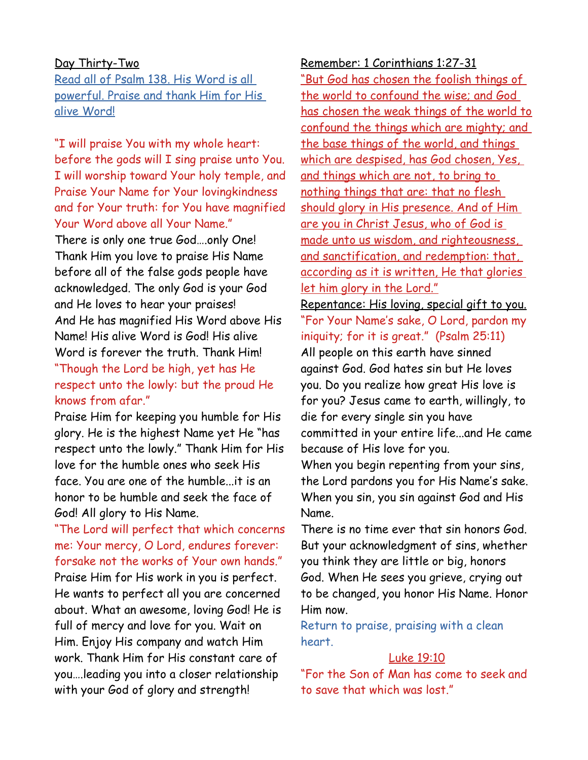Day Thirty-Two

Read all of Psalm 138. His Word is all powerful. Praise and thank Him for His alive Word!

"I will praise You with my whole heart: before the gods will I sing praise unto You. I will worship toward Your holy temple, and Praise Your Name for Your lovingkindness and for Your truth: for You have magnified Your Word above all Your Name."

There is only one true God….only One! Thank Him you love to praise His Name before all of the false gods people have acknowledged. The only God is your God and He loves to hear your praises! And He has magnified His Word above His Name! His alive Word is God! His alive Word is forever the truth. Thank Him!

"Though the Lord be high, yet has He respect unto the lowly: but the proud He knows from afar."

Praise Him for keeping you humble for His glory. He is the highest Name yet He "has respect unto the lowly." Thank Him for His love for the humble ones who seek His face. You are one of the humble...it is an honor to be humble and seek the face of God! All glory to His Name.

"The Lord will perfect that which concerns me: Your mercy, O Lord, endures forever: forsake not the works of Your own hands."

Praise Him for His work in you is perfect. He wants to perfect all you are concerned about. What an awesome, loving God! He is full of mercy and love for you. Wait on Him. Enjoy His company and watch Him work. Thank Him for His constant care of you….leading you into a closer relationship with your God of glory and strength!

Remember: 1 Corinthians 1:27-31

"But God has chosen the foolish things of the world to confound the wise; and God has chosen the weak things of the world to confound the things which are mighty; and the base things of the world, and things which are despised, has God chosen, Yes, and things which are not, to bring to nothing things that are: that no flesh should glory in His presence. And of Him are you in Christ Jesus, who of God is made unto us wisdom, and righteousness, and sanctification, and redemption: that, according as it is written, He that glories let him glory in the Lord."

Repentance: His loving, special gift to you.

"For Your Name's sake, O Lord, pardon my iniquity; for it is great." (Psalm 25:11)

All people on this earth have sinned against God. God hates sin but He loves you. Do you realize how great His love is for you? Jesus came to earth, willingly, to die for every single sin you have committed in your entire life...and He came because of His love for you.

When you begin repenting from your sins, the Lord pardons you for His Name's sake. When you sin, you sin against God and His Name.

There is no time ever that sin honors God. But your acknowledgment of sins, whether you think they are little or big, honors God. When He sees you grieve, crying out to be changed, you honor His Name. Honor Him now.

Return to praise, praising with a clean heart.

Luke 19:10

"For the Son of Man has come to seek and to save that which was lost."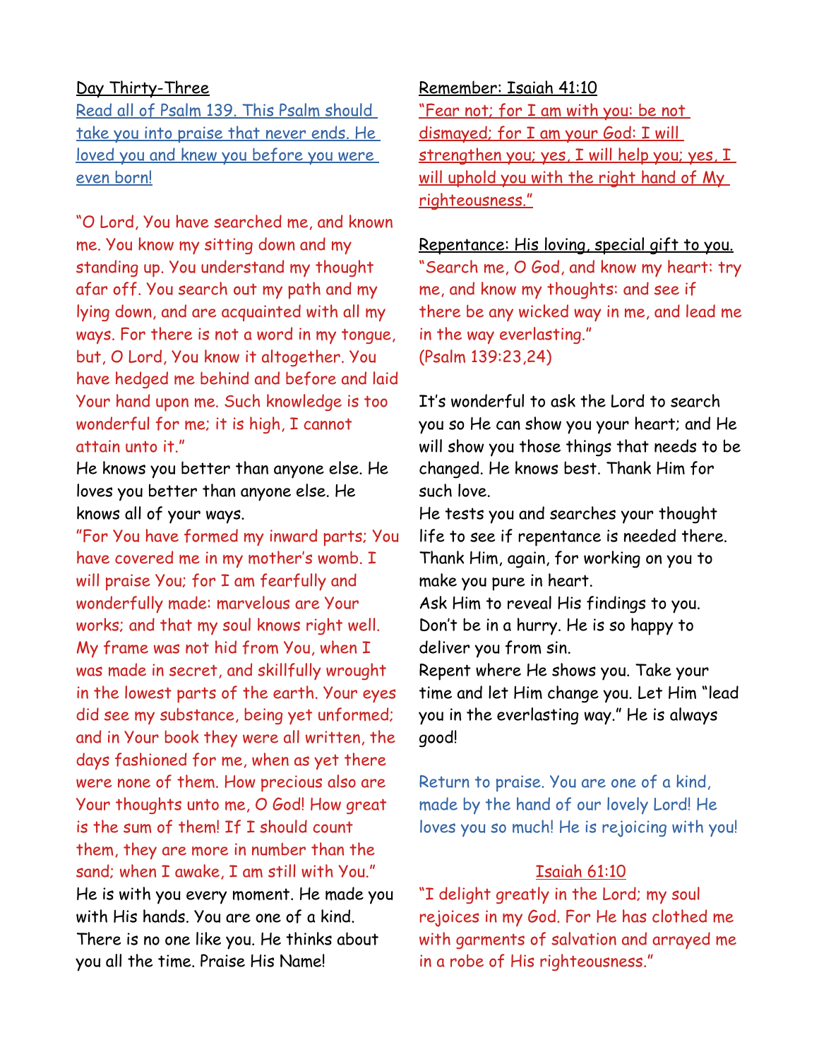Day Thirty-Three

Read all of Psalm 139. This Psalm should take you into praise that never ends. He loved you and knew you before you were even born!

"O Lord, You have searched me, and known me. You know my sitting down and my standing up. You understand my thought afar off. You search out my path and my lying down, and are acquainted with all my ways. For there is not a word in my tongue, but, O Lord, You know it altogether. You have hedged me behind and before and laid Your hand upon me. Such knowledge is too wonderful for me; it is high, I cannot attain unto it."

He knows you better than anyone else. He loves you better than anyone else. He knows all of your ways.

"For You have formed my inward parts; You have covered me in my mother's womb. I will praise You; for I am fearfully and wonderfully made: marvelous are Your works; and that my soul knows right well. My frame was not hid from You, when I was made in secret, and skillfully wrought in the lowest parts of the earth. Your eyes did see my substance, being yet unformed; and in Your book they were all written, the days fashioned for me, when as yet there were none of them. How precious also are Your thoughts unto me, O God! How great is the sum of them! If I should count them, they are more in number than the sand; when I awake, I am still with You."

He is with you every moment. He made you with His hands. You are one of a kind. There is no one like you. He thinks about you all the time. Praise His Name!

Remember: Isaiah 41:10

"Fear not; for I am with you: be not dismayed; for I am your God: I will strengthen you; yes, I will help you; yes, I will uphold you with the right hand of My righteousness."

Repentance: His loving, special gift to you.

"Search me, O God, and know my heart: try me, and know my thoughts: and see if there be any wicked way in me, and lead me in the way everlasting."
(Psalm 139:23,24)

It's wonderful to ask the Lord to search you so He can show you your heart; and He will show you those things that needs to be changed. He knows best. Thank Him for such love.

He tests you and searches your thought life to see if repentance is needed there. Thank Him, again, for working on you to make you pure in heart.

Ask Him to reveal His findings to you. Don't be in a hurry. He is so happy to deliver you from sin.

Repent where He shows you. Take your time and let Him change you. Let Him "lead you in the everlasting way." He is always good!

Return to praise. You are one of a kind, made by the hand of our lovely Lord! He loves you so much! He is rejoicing with you!

Isaiah 61:10

"I delight greatly in the Lord; my soul rejoices in my God. For He has clothed me with garments of salvation and arrayed me in a robe of His righteousness."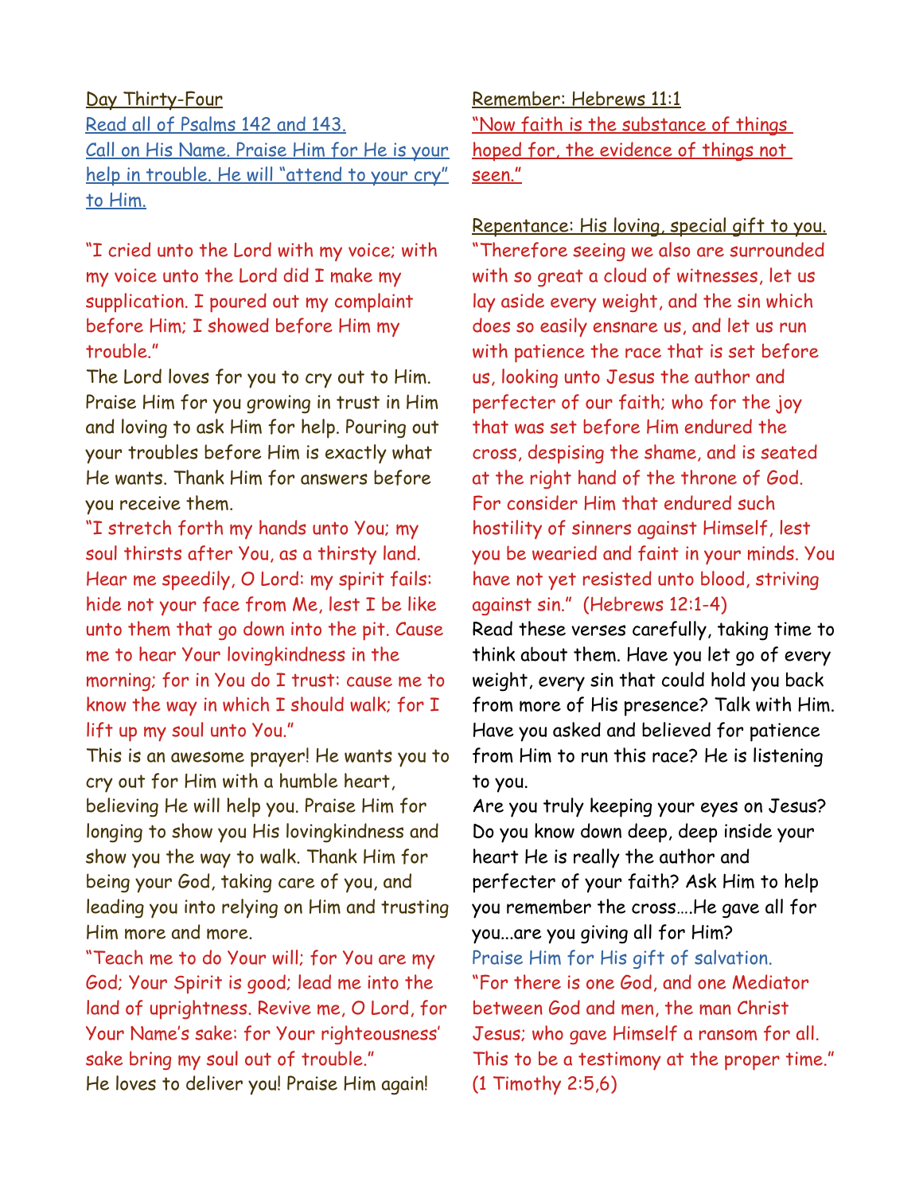Day Thirty-Four

Read all of Psalms 142 and 143.
Call on His Name. Praise Him for He is your help in trouble. He will "attend to your cry" to Him.

"I cried unto the Lord with my voice; with my voice unto the Lord did I make my supplication. I poured out my complaint before Him; I showed before Him my trouble."
The Lord loves for you to cry out to Him. Praise Him for you growing in trust in Him and loving to ask Him for help. Pouring out your troubles before Him is exactly what He wants. Thank Him for answers before you receive them.
"I stretch forth my hands unto You; my soul thirsts after You, as a thirsty land. Hear me speedily, O Lord: my spirit fails: hide not your face from Me, lest I be like unto them that go down into the pit. Cause me to hear Your lovingkindness in the morning; for in You do I trust: cause me to know the way in which I should walk; for I lift up my soul unto You."
This is an awesome prayer! He wants you to cry out for Him with a humble heart, believing He will help you. Praise Him for longing to show you His lovingkindness and show you the way to walk. Thank Him for being your God, taking care of you, and leading you into relying on Him and trusting Him more and more.
"Teach me to do Your will; for You are my God; Your Spirit is good; lead me into the land of uprightness. Revive me, O Lord, for Your Name's sake: for Your righteousness' sake bring my soul out of trouble."
He loves to deliver you! Praise Him again!

Remember: Hebrews 11:1
"Now faith is the substance of things hoped for, the evidence of things not seen."

Repentance: His loving, special gift to you.
"Therefore seeing we also are surrounded with so great a cloud of witnesses, let us lay aside every weight, and the sin which does so easily ensnare us, and let us run with patience the race that is set before us, looking unto Jesus the author and perfecter of our faith; who for the joy that was set before Him endured the cross, despising the shame, and is seated at the right hand of the throne of God. For consider Him that endured such hostility of sinners against Himself, lest you be wearied and faint in your minds. You have not yet resisted unto blood, striving against sin." (Hebrews 12:1-4)
Read these verses carefully, taking time to think about them. Have you let go of every weight, every sin that could hold you back from more of His presence? Talk with Him. Have you asked and believed for patience from Him to run this race? He is listening to you.
Are you truly keeping your eyes on Jesus? Do you know down deep, deep inside your heart He is really the author and perfecter of your faith? Ask Him to help you remember the cross….He gave all for you...are you giving all for Him?
Praise Him for His gift of salvation.
"For there is one God, and one Mediator between God and men, the man Christ Jesus; who gave Himself a ransom for all. This to be a testimony at the proper time." (1 Timothy 2:5,6)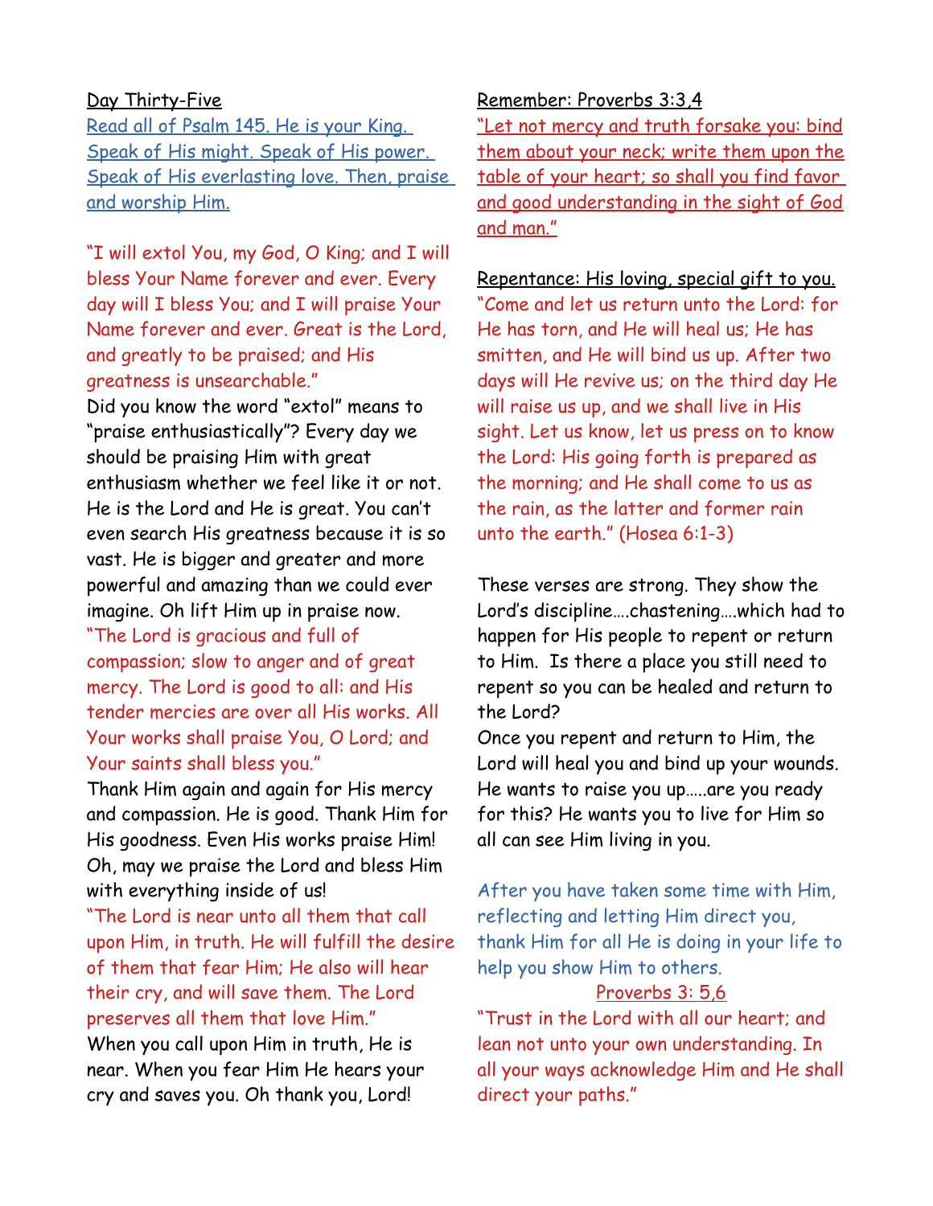Day Thirty-Five

Read all of Psalm 145. He is your King. Speak of His might. Speak of His power. Speak of His everlasting love. Then, praise and worship Him.

"I will extol You, my God, O King; and I will bless Your Name forever and ever. Every day will I bless You; and I will praise Your Name forever and ever. Great is the Lord, and greatly to be praised; and His greatness is unsearchable."

Did you know the word "extol" means to "praise enthusiastically"? Every day we should be praising Him with great enthusiasm whether we feel like it or not. He is the Lord and He is great. You can't even search His greatness because it is so vast. He is bigger and greater and more powerful and amazing than we could ever imagine. Oh lift Him up in praise now.

"The Lord is gracious and full of compassion; slow to anger and of great mercy. The Lord is good to all: and His tender mercies are over all His works. All Your works shall praise You, O Lord; and Your saints shall bless you."

Thank Him again and again for His mercy and compassion. He is good. Thank Him for His goodness. Even His works praise Him! Oh, may we praise the Lord and bless Him with everything inside of us!

"The Lord is near unto all them that call upon Him, in truth. He will fulfill the desire of them that fear Him; He also will hear their cry, and will save them. The Lord preserves all them that love Him."

When you call upon Him in truth, He is near. When you fear Him He hears your cry and saves you. Oh thank you, Lord!

Remember: Proverbs 3:3,4

"Let not mercy and truth forsake you: bind them about your neck; write them upon the table of your heart; so shall you find favor and good understanding in the sight of God and man."

Repentance: His loving, special gift to you.

"Come and let us return unto the Lord: for He has torn, and He will heal us; He has smitten, and He will bind us up. After two days will He revive us; on the third day He will raise us up, and we shall live in His sight. Let us know, let us press on to know the Lord: His going forth is prepared as the morning; and He shall come to us as the rain, as the latter and former rain unto the earth." (Hosea 6:1-3)

These verses are strong. They show the Lord's discipline….chastening….which had to happen for His people to repent or return to Him. Is there a place you still need to repent so you can be healed and return to the Lord?

Once you repent and return to Him, the Lord will heal you and bind up your wounds. He wants to raise you up…..are you ready for this? He wants you to live for Him so all can see Him living in you.

After you have taken some time with Him, reflecting and letting Him direct you, thank Him for all He is doing in your life to help you show Him to others.

Proverbs 3: 5,6

"Trust in the Lord with all our heart; and lean not unto your own understanding. In all your ways acknowledge Him and He shall direct your paths."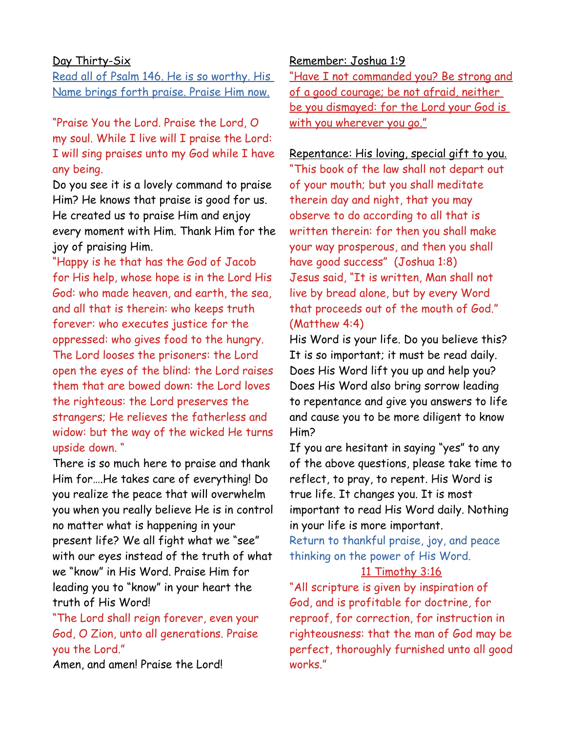Day Thirty-Six

Read all of Psalm 146. He is so worthy. His Name brings forth praise. Praise Him now.

"Praise You the Lord. Praise the Lord, O my soul. While I live will I praise the Lord: I will sing praises unto my God while I have any being.

Do you see it is a lovely command to praise Him? He knows that praise is good for us. He created us to praise Him and enjoy every moment with Him. Thank Him for the joy of praising Him.

"Happy is he that has the God of Jacob for His help, whose hope is in the Lord His God: who made heaven, and earth, the sea, and all that is therein: who keeps truth forever: who executes justice for the oppressed: who gives food to the hungry. The Lord looses the prisoners: the Lord open the eyes of the blind: the Lord raises them that are bowed down: the Lord loves the righteous: the Lord preserves the strangers; He relieves the fatherless and widow: but the way of the wicked He turns upside down. "

There is so much here to praise and thank Him for….He takes care of everything! Do you realize the peace that will overwhelm you when you really believe He is in control no matter what is happening in your present life? We all fight what we "see" with our eyes instead of the truth of what we "know" in His Word. Praise Him for leading you to "know" in your heart the truth of His Word!

"The Lord shall reign forever, even your God, O Zion, unto all generations. Praise you the Lord."

Amen, and amen! Praise the Lord!

Remember: Joshua 1:9

"Have I not commanded you? Be strong and of a good courage; be not afraid, neither be you dismayed: for the Lord your God is with you wherever you go."

Repentance: His loving, special gift to you.

"This book of the law shall not depart out of your mouth; but you shall meditate therein day and night, that you may observe to do according to all that is written therein: for then you shall make your way prosperous, and then you shall have good success" (Joshua 1:8)

Jesus said, "It is written, Man shall not live by bread alone, but by every Word that proceeds out of the mouth of God." (Matthew 4:4)

His Word is your life. Do you believe this? It is so important; it must be read daily. Does His Word lift you up and help you? Does His Word also bring sorrow leading to repentance and give you answers to life and cause you to be more diligent to know Him?

If you are hesitant in saying "yes" to any of the above questions, please take time to reflect, to pray, to repent. His Word is true life. It changes you. It is most important to read His Word daily. Nothing in your life is more important.

Return to thankful praise, joy, and peace thinking on the power of His Word.

11 Timothy 3:16

"All scripture is given by inspiration of God, and is profitable for doctrine, for reproof, for correction, for instruction in righteousness: that the man of God may be perfect, thoroughly furnished unto all good works."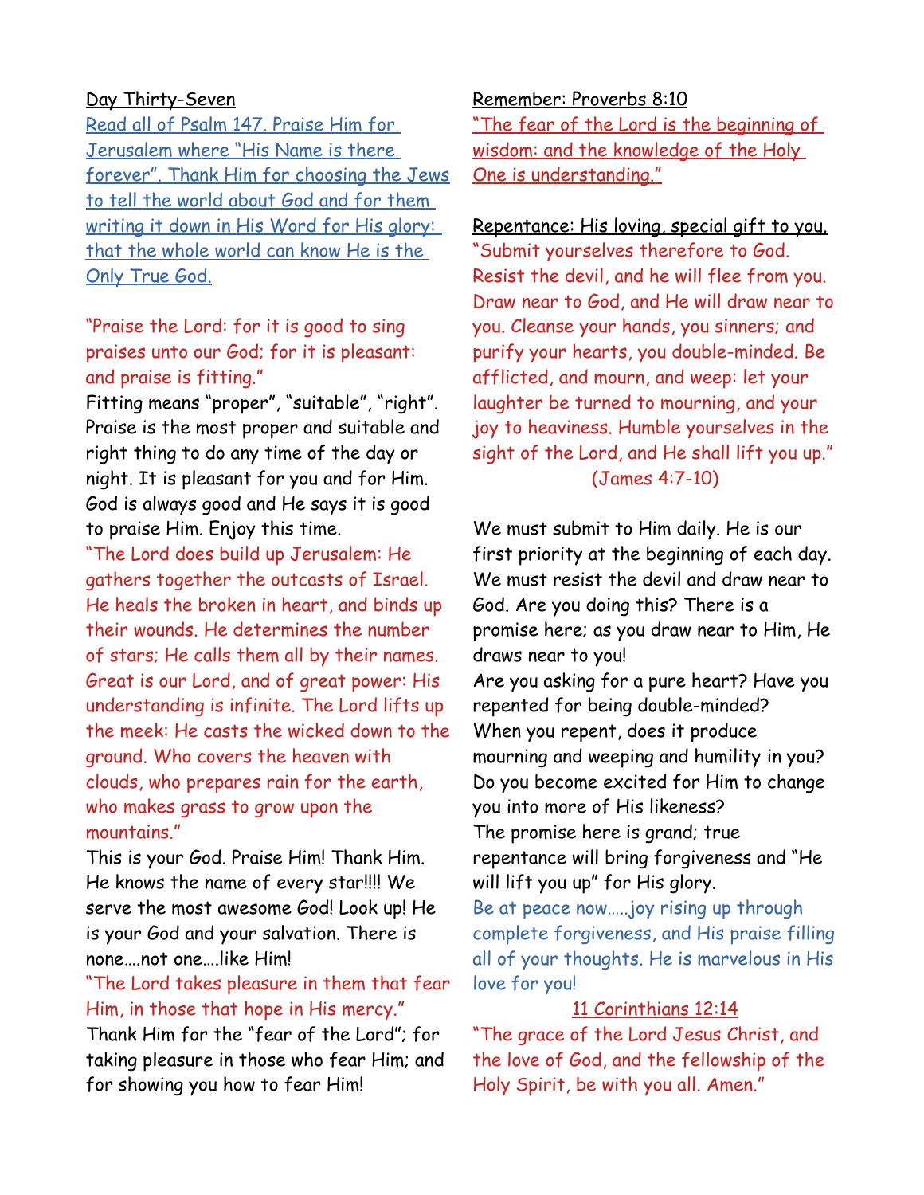Day Thirty-Seven

Read all of Psalm 147. Praise Him for Jerusalem where "His Name is there forever". Thank Him for choosing the Jews to tell the world about God and for them writing it down in His Word for His glory: that the whole world can know He is the Only True God.

"Praise the Lord: for it is good to sing praises unto our God; for it is pleasant: and praise is fitting."

Fitting means "proper", "suitable", "right". Praise is the most proper and suitable and right thing to do any time of the day or night. It is pleasant for you and for Him. God is always good and He says it is good to praise Him. Enjoy this time.

"The Lord does build up Jerusalem: He gathers together the outcasts of Israel. He heals the broken in heart, and binds up their wounds. He determines the number of stars; He calls them all by their names. Great is our Lord, and of great power: His understanding is infinite. The Lord lifts up the meek: He casts the wicked down to the ground. Who covers the heaven with clouds, who prepares rain for the earth, who makes grass to grow upon the mountains."

This is your God. Praise Him! Thank Him. He knows the name of every star!!!! We serve the most awesome God! Look up! He is your God and your salvation. There is none….not one….like Him!

"The Lord takes pleasure in them that fear Him, in those that hope in His mercy."

Thank Him for the "fear of the Lord"; for taking pleasure in those who fear Him; and for showing you how to fear Him!

Remember: Proverbs 8:10

"The fear of the Lord is the beginning of wisdom: and the knowledge of the Holy One is understanding."

Repentance: His loving, special gift to you.

"Submit yourselves therefore to God. Resist the devil, and he will flee from you. Draw near to God, and He will draw near to you. Cleanse your hands, you sinners; and purify your hearts, you double-minded. Be afflicted, and mourn, and weep: let your laughter be turned to mourning, and your joy to heaviness. Humble yourselves in the sight of the Lord, and He shall lift you up." (James 4:7-10)

We must submit to Him daily. He is our first priority at the beginning of each day. We must resist the devil and draw near to God. Are you doing this? There is a promise here; as you draw near to Him, He draws near to you!

Are you asking for a pure heart? Have you repented for being double-minded?

When you repent, does it produce mourning and weeping and humility in you?

Do you become excited for Him to change you into more of His likeness?

The promise here is grand; true repentance will bring forgiveness and "He will lift you up" for His glory.

Be at peace now…..joy rising up through complete forgiveness, and His praise filling all of your thoughts. He is marvelous in His love for you!

11 Corinthians 12:14

"The grace of the Lord Jesus Christ, and the love of God, and the fellowship of the Holy Spirit, be with you all. Amen."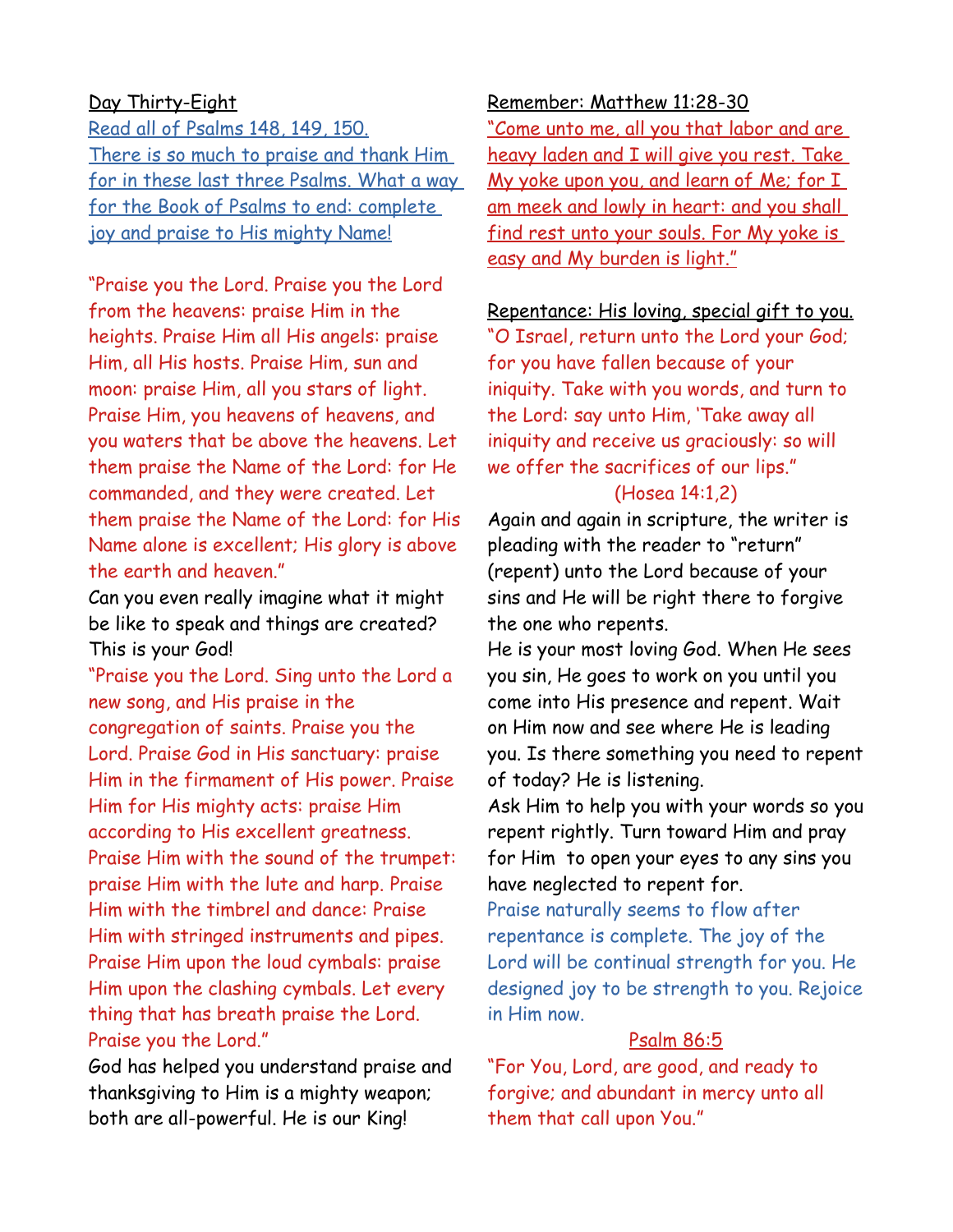Day Thirty-Eight

Read all of Psalms 148, 149, 150.
There is so much to praise and thank Him for in these last three Psalms. What a way for the Book of Psalms to end: complete joy and praise to His mighty Name!

"Praise you the Lord. Praise you the Lord from the heavens: praise Him in the heights. Praise Him all His angels: praise Him, all His hosts. Praise Him, sun and moon: praise Him, all you stars of light. Praise Him, you heavens of heavens, and you waters that be above the heavens. Let them praise the Name of the Lord: for He commanded, and they were created. Let them praise the Name of the Lord: for His Name alone is excellent; His glory is above the earth and heaven."

Can you even really imagine what it might be like to speak and things are created? This is your God!

"Praise you the Lord. Sing unto the Lord a new song, and His praise in the congregation of saints. Praise you the Lord. Praise God in His sanctuary: praise Him in the firmament of His power. Praise Him for His mighty acts: praise Him according to His excellent greatness. Praise Him with the sound of the trumpet: praise Him with the lute and harp. Praise Him with the timbrel and dance: Praise Him with stringed instruments and pipes. Praise Him upon the loud cymbals: praise Him upon the clashing cymbals. Let every thing that has breath praise the Lord. Praise you the Lord."

God has helped you understand praise and thanksgiving to Him is a mighty weapon; both are all-powerful. He is our King!

Remember: Matthew 11:28-30

"Come unto me, all you that labor and are heavy laden and I will give you rest. Take My yoke upon you, and learn of Me; for I am meek and lowly in heart: and you shall find rest unto your souls. For My yoke is easy and My burden is light."

Repentance: His loving, special gift to you.

"O Israel, return unto the Lord your God; for you have fallen because of your iniquity. Take with you words, and turn to the Lord: say unto Him, 'Take away all iniquity and receive us graciously: so will we offer the sacrifices of our lips."

(Hosea 14:1,2)

Again and again in scripture, the writer is pleading with the reader to "return" (repent) unto the Lord because of your sins and He will be right there to forgive the one who repents.

He is your most loving God. When He sees you sin, He goes to work on you until you come into His presence and repent. Wait on Him now and see where He is leading you. Is there something you need to repent of today? He is listening.

Ask Him to help you with your words so you repent rightly. Turn toward Him and pray for Him to open your eyes to any sins you have neglected to repent for.

Praise naturally seems to flow after repentance is complete. The joy of the Lord will be continual strength for you. He designed joy to be strength to you. Rejoice in Him now.

Psalm 86:5

"For You, Lord, are good, and ready to forgive; and abundant in mercy unto all them that call upon You."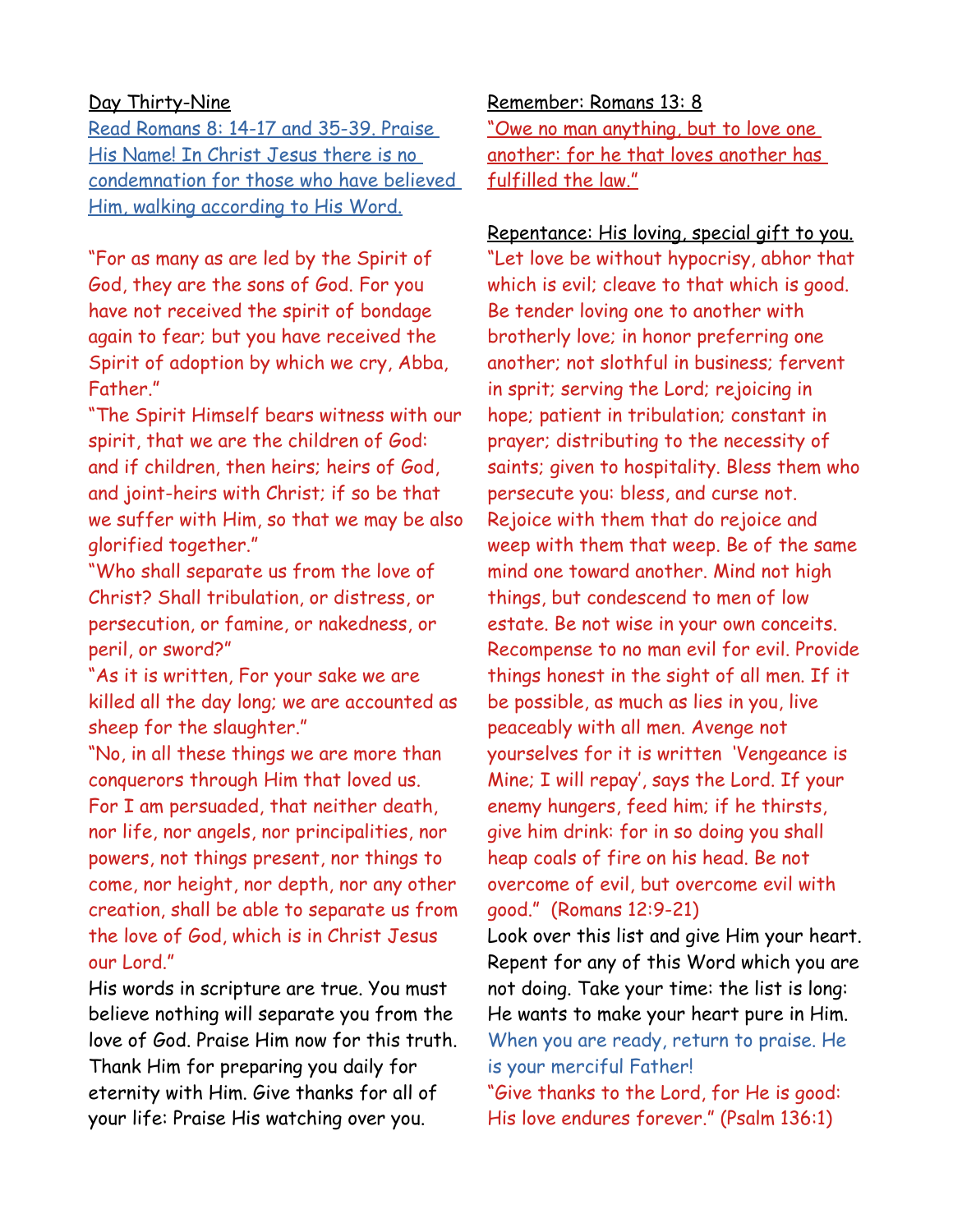Day Thirty-Nine

Read Romans 8: 14-17 and 35-39. Praise His Name! In Christ Jesus there is no condemnation for those who have believed Him, walking according to His Word.

"For as many as are led by the Spirit of God, they are the sons of God. For you have not received the spirit of bondage again to fear; but you have received the Spirit of adoption by which we cry, Abba, Father."

"The Spirit Himself bears witness with our spirit, that we are the children of God: and if children, then heirs; heirs of God, and joint-heirs with Christ; if so be that we suffer with Him, so that we may be also glorified together."

"Who shall separate us from the love of Christ? Shall tribulation, or distress, or persecution, or famine, or nakedness, or peril, or sword?"

"As it is written, For your sake we are killed all the day long; we are accounted as sheep for the slaughter."

"No, in all these things we are more than conquerors through Him that loved us. For I am persuaded, that neither death, nor life, nor angels, nor principalities, nor powers, not things present, nor things to come, nor height, nor depth, nor any other creation, shall be able to separate us from the love of God, which is in Christ Jesus our Lord."

His words in scripture are true. You must believe nothing will separate you from the love of God. Praise Him now for this truth. Thank Him for preparing you daily for eternity with Him. Give thanks for all of your life: Praise His watching over you.

Remember: Romans 13: 8

"Owe no man anything, but to love one another: for he that loves another has fulfilled the law."

Repentance: His loving, special gift to you.

"Let love be without hypocrisy, abhor that which is evil; cleave to that which is good. Be tender loving one to another with brotherly love; in honor preferring one another; not slothful in business; fervent in sprit; serving the Lord; rejoicing in hope; patient in tribulation; constant in prayer; distributing to the necessity of saints; given to hospitality. Bless them who persecute you: bless, and curse not. Rejoice with them that do rejoice and weep with them that weep. Be of the same mind one toward another. Mind not high things, but condescend to men of low estate. Be not wise in your own conceits. Recompense to no man evil for evil. Provide things honest in the sight of all men. If it be possible, as much as lies in you, live peaceably with all men. Avenge not yourselves for it is written 'Vengeance is Mine; I will repay', says the Lord. If your enemy hungers, feed him; if he thirsts, give him drink: for in so doing you shall heap coals of fire on his head. Be not overcome of evil, but overcome evil with good." (Romans 12:9-21)

Look over this list and give Him your heart. Repent for any of this Word which you are not doing. Take your time: the list is long: He wants to make your heart pure in Him. When you are ready, return to praise. He is your merciful Father!

"Give thanks to the Lord, for He is good: His love endures forever." (Psalm 136:1)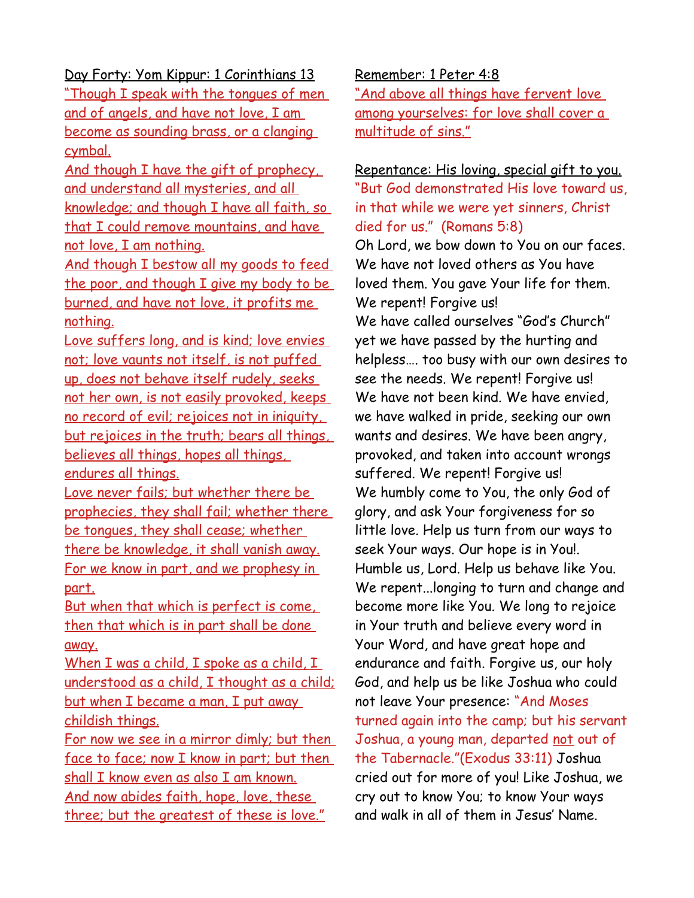Day Forty: Yom Kippur: 1 Corinthians 13

"Though I speak with the tongues of men and of angels, and have not love, I am become as sounding brass, or a clanging cymbal.

And though I have the gift of prophecy, and understand all mysteries, and all knowledge; and though I have all faith, so that I could remove mountains, and have not love, I am nothing.

And though I bestow all my goods to feed the poor, and though I give my body to be burned, and have not love, it profits me nothing.

Love suffers long, and is kind; love envies not; love vaunts not itself, is not puffed up, does not behave itself rudely, seeks not her own, is not easily provoked, keeps no record of evil; rejoices not in iniquity, but rejoices in the truth; bears all things, believes all things, hopes all things, endures all things.

Love never fails; but whether there be prophecies, they shall fail; whether there be tongues, they shall cease; whether there be knowledge, it shall vanish away.

For we know in part, and we prophesy in part.

But when that which is perfect is come, then that which is in part shall be done away.

When I was a child, I spoke as a child, I understood as a child, I thought as a child; but when I became a man, I put away childish things.

For now we see in a mirror dimly; but then face to face; now I know in part; but then shall I know even as also I am known.

And now abides faith, hope, love, these three; but the greatest of these is love."

Remember: 1 Peter 4:8

"And above all things have fervent love among yourselves: for love shall cover a multitude of sins."

Repentance: His loving, special gift to you.

"But God demonstrated His love toward us, in that while we were yet sinners, Christ died for us." (Romans 5:8)

Oh Lord, we bow down to You on our faces. We have not loved others as You have loved them. You gave Your life for them. We repent! Forgive us!

We have called ourselves "God's Church" yet we have passed by the hurting and helpless…. too busy with our own desires to see the needs. We repent! Forgive us!

We have not been kind. We have envied, we have walked in pride, seeking our own wants and desires. We have been angry, provoked, and taken into account wrongs suffered. We repent! Forgive us!

We humbly come to You, the only God of glory, and ask Your forgiveness for so little love. Help us turn from our ways to seek Your ways. Our hope is in You!. Humble us, Lord. Help us behave like You. We repent…longing to turn and change and become more like You. We long to rejoice in Your truth and believe every word in Your Word, and have great hope and endurance and faith. Forgive us, our holy God, and help us be like Joshua who could not leave Your presence: "And Moses turned again into the camp; but his servant Joshua, a young man, departed not out of the Tabernacle."(Exodus 33:11) Joshua cried out for more of you! Like Joshua, we cry out to know You; to know Your ways and walk in all of them in Jesus' Name.